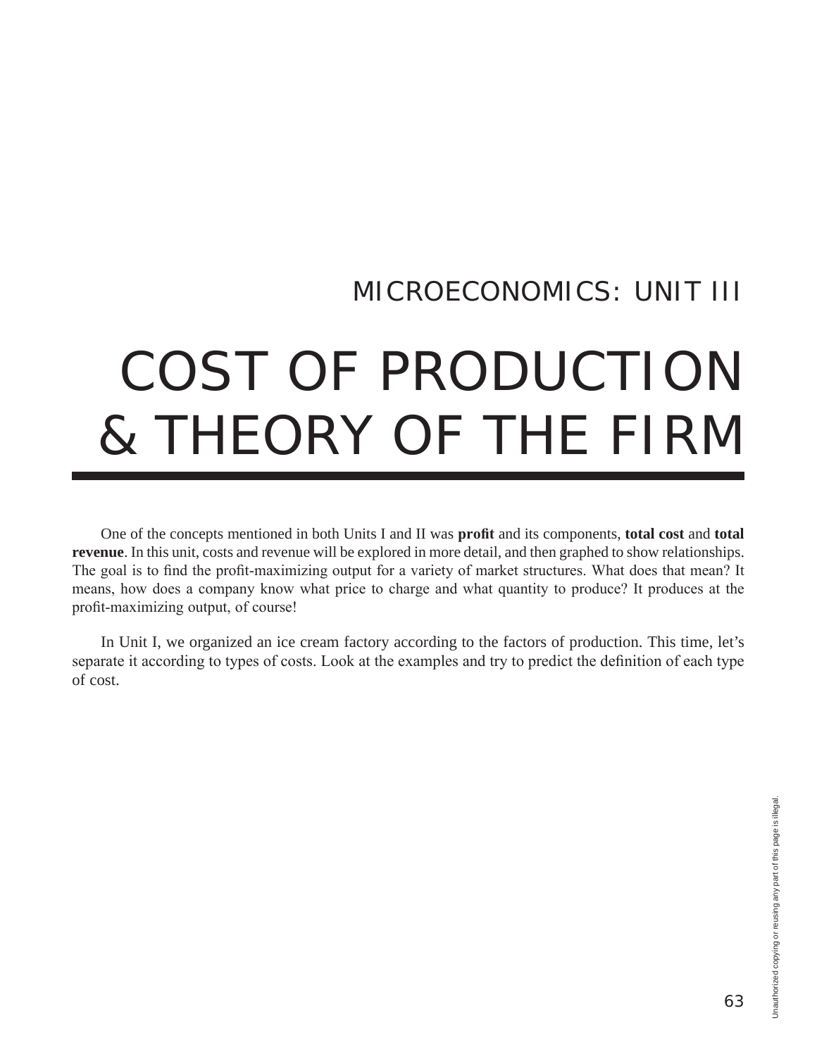## MICROECONOMICS: UNIT III

# COST OF PRODUCTION & THEORY OF THE FIRM

One of the concepts mentioned in both Units I and II was **profit** and its components, **total cost** and **total revenue**. In this unit, costs and revenue will be explored in more detail, and then graphed to show relationships. The goal is to find the profit-maximizing output for a variety of market structures. What does that mean? It means, how does a company know what price to charge and what quantity to produce? It produces at the profit-maximizing output, of course!

In Unit I, we organized an ice cream factory according to the factors of production. This time, let's separate it according to types of costs. Look at the examples and try to predict the definition of each type of cost.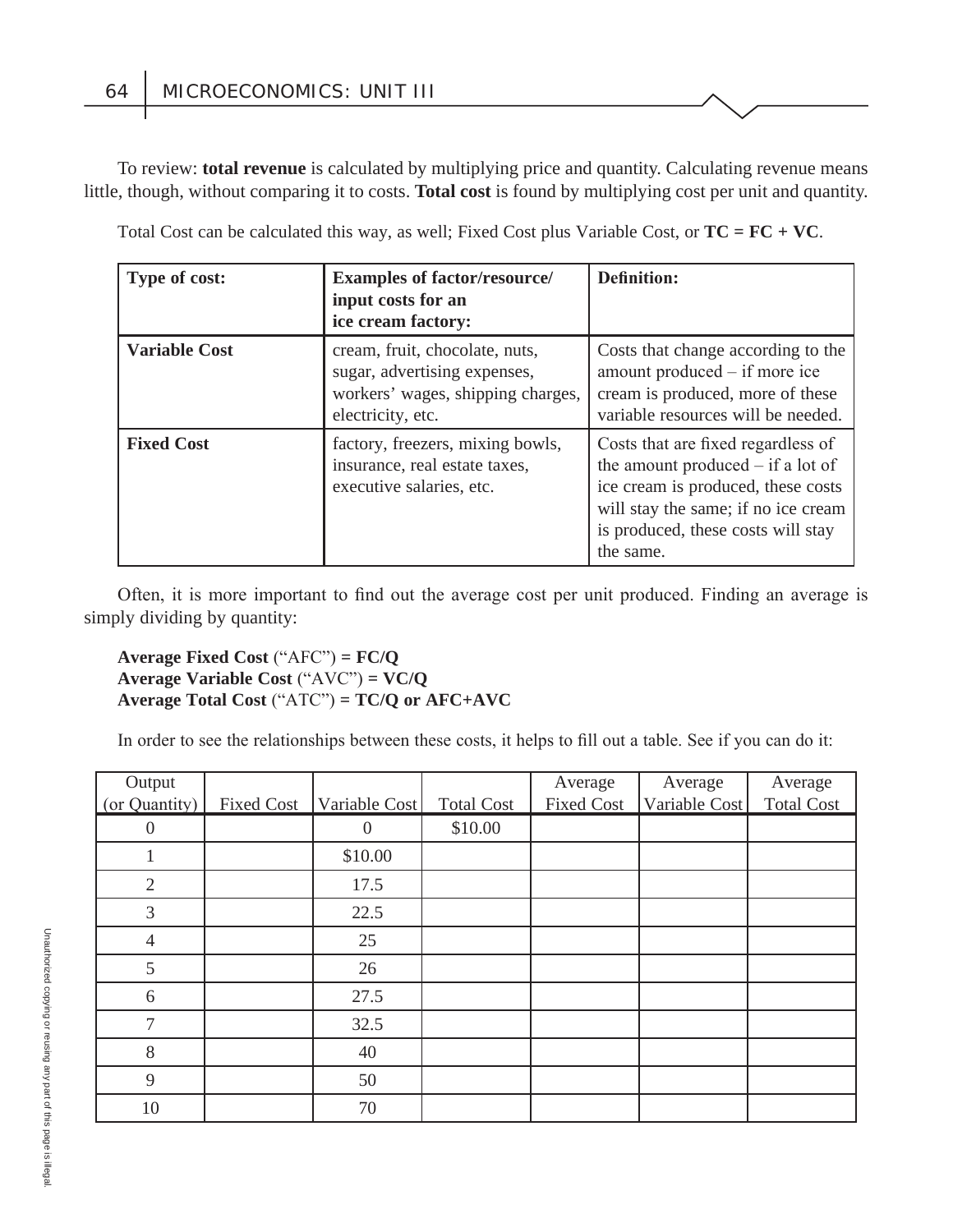To review: **total revenue** is calculated by multiplying price and quantity. Calculating revenue means little, though, without comparing it to costs. **Total cost** is found by multiplying cost per unit and quantity.

Total Cost can be calculated this way, as well; Fixed Cost plus Variable Cost, or **TC = FC + VC**.

| **Type of cost:** | **Examples of factor/resource/ input costs for an ice cream factory:** | **Definition:** |
|---|---|---|
| **Variable Cost** | cream, fruit, chocolate, nuts, sugar, advertising expenses, workers' wages, shipping charges, electricity, etc. | Costs that change according to the amount produced – if more ice cream is produced, more of these variable resources will be needed. |
| **Fixed Cost** | factory, freezers, mixing bowls, insurance, real estate taxes, executive salaries, etc. | Costs that are fixed regardless of the amount produced – if a lot of ice cream is produced, these costs will stay the same; if no ice cream is produced, these costs will stay the same. |

Often, it is more important to find out the average cost per unit produced. Finding an average is simply dividing by quantity:

**Average Fixed Cost** ("AFC") **= FC/Q**
**Average Variable Cost** ("AVC") **= VC/Q**
**Average Total Cost** ("ATC") **= TC/Q or AFC+AVC**

In order to see the relationships between these costs, it helps to fill out a table. See if you can do it:

| Output (or Quantity) | Fixed Cost | Variable Cost | Total Cost | Average Fixed Cost | Average Variable Cost | Average Total Cost |
|---|---|---|---|---|---|---|
| 0 | | 0 | $10.00 | | | |
| 1 | | $10.00 | | | | |
| 2 | | 17.5 | | | | |
| 3 | | 22.5 | | | | |
| 4 | | 25 | | | | |
| 5 | | 26 | | | | |
| 6 | | 27.5 | | | | |
| 7 | | 32.5 | | | | |
| 8 | | 40 | | | | |
| 9 | | 50 | | | | |
| 10 | | 70 | | | | |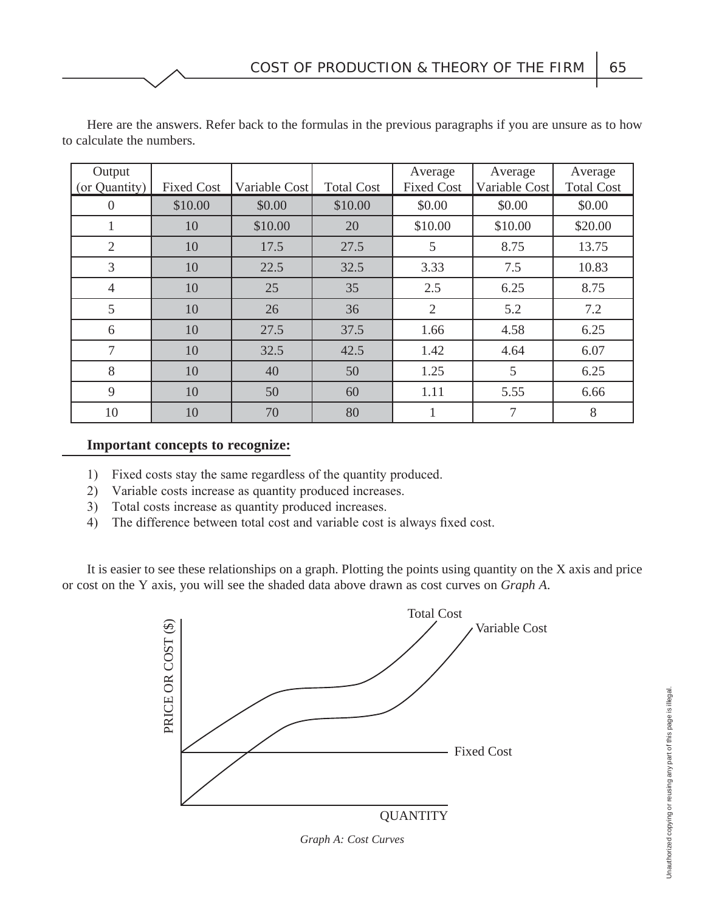Here are the answers. Refer back to the formulas in the previous paragraphs if you are unsure as to how to calculate the numbers.

| Output (or Quantity) | Fixed Cost | Variable Cost | Total Cost | Average Fixed Cost | Average Variable Cost | Average Total Cost |
|---|---|---|---|---|---|---|
| 0 | $10.00 | $0.00 | $10.00 | $0.00 | $0.00 | $0.00 |
| 1 | 10 | $10.00 | 20 | $10.00 | $10.00 | $20.00 |
| 2 | 10 | 17.5 | 27.5 | 5 | 8.75 | 13.75 |
| 3 | 10 | 22.5 | 32.5 | 3.33 | 7.5 | 10.83 |
| 4 | 10 | 25 | 35 | 2.5 | 6.25 | 8.75 |
| 5 | 10 | 26 | 36 | 2 | 5.2 | 7.2 |
| 6 | 10 | 27.5 | 37.5 | 1.66 | 4.58 | 6.25 |
| 7 | 10 | 32.5 | 42.5 | 1.42 | 4.64 | 6.07 |
| 8 | 10 | 40 | 50 | 1.25 | 5 | 6.25 |
| 9 | 10 | 50 | 60 | 1.11 | 5.55 | 6.66 |
| 10 | 10 | 70 | 80 | 1 | 7 | 8 |

**Important concepts to recognize:**

1) Fixed costs stay the same regardless of the quantity produced.
2) Variable costs increase as quantity produced increases.
3) Total costs increase as quantity produced increases.
4) The difference between total cost and variable cost is always fixed cost.

It is easier to see these relationships on a graph. Plotting the points using quantity on the X axis and price or cost on the Y axis, you will see the shaded data above drawn as cost curves on *Graph A*.

*Graph A: Cost Curves*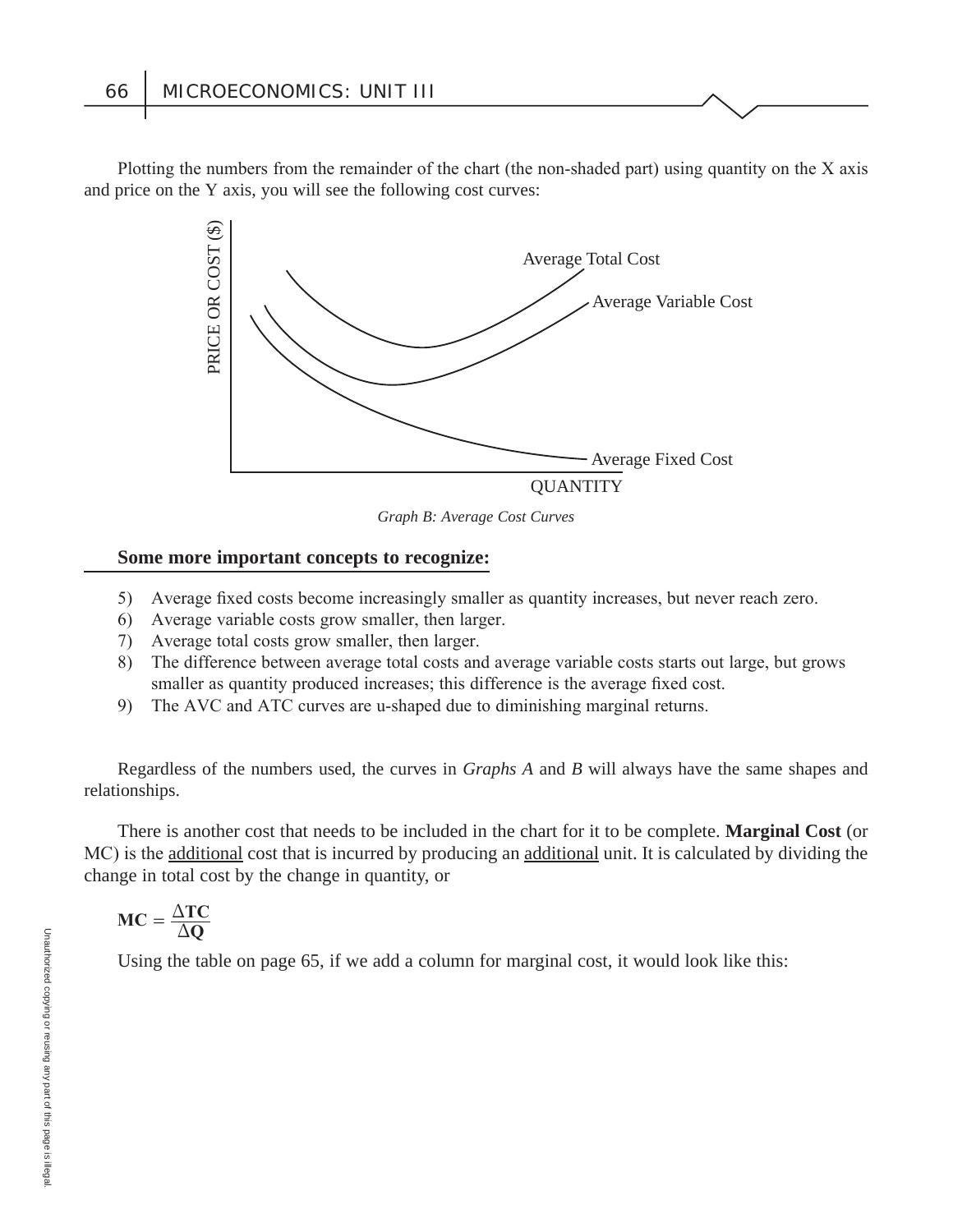Plotting the numbers from the remainder of the chart (the non-shaded part) using quantity on the X axis and price on the Y axis, you will see the following cost curves:

*Graph B: Average Cost Curves*

**Some more important concepts to recognize:**

5) Average fixed costs become increasingly smaller as quantity increases, but never reach zero.
6) Average variable costs grow smaller, then larger.
7) Average total costs grow smaller, then larger.
8) The difference between average total costs and average variable costs starts out large, but grows smaller as quantity produced increases; this difference is the average fixed cost.
9) The AVC and ATC curves are u-shaped due to diminishing marginal returns.

Regardless of the numbers used, the curves in *Graphs A* and *B* will always have the same shapes and relationships.

There is another cost that needs to be included in the chart for it to be complete. **Marginal Cost** (or MC) is the additional cost that is incurred by producing an additional unit. It is calculated by dividing the change in total cost by the change in quantity, or

$$\mathbf{MC} = \frac{\Delta \mathbf{TC}}{\Delta \mathbf{Q}}$$

Using the table on page 65, if we add a column for marginal cost, it would look like this: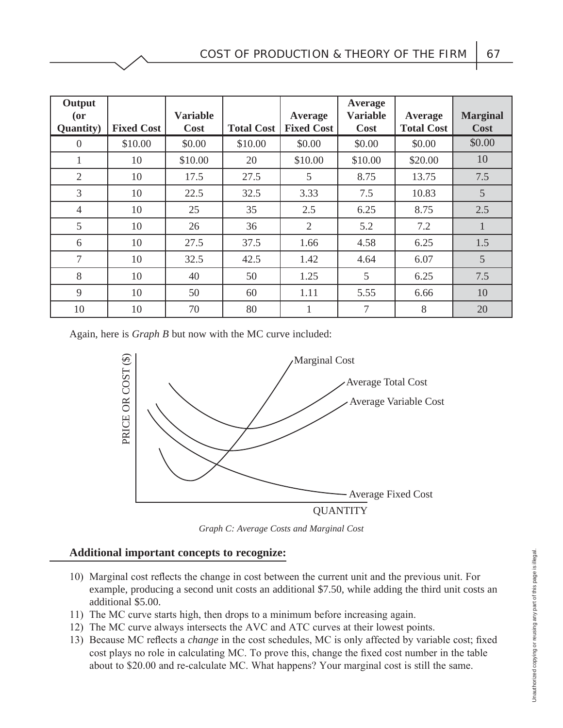| Output (or Quantity) | Fixed Cost | Variable Cost | Total Cost | Average Fixed Cost | Average Variable Cost | Average Total Cost | Marginal Cost |
|---|---|---|---|---|---|---|---|
| 0 | $10.00 | $0.00 | $10.00 | $0.00 | $0.00 | $0.00 | $0.00 |
| 1 | 10 | $10.00 | 20 | $10.00 | $10.00 | $20.00 | 10 |
| 2 | 10 | 17.5 | 27.5 | 5 | 8.75 | 13.75 | 7.5 |
| 3 | 10 | 22.5 | 32.5 | 3.33 | 7.5 | 10.83 | 5 |
| 4 | 10 | 25 | 35 | 2.5 | 6.25 | 8.75 | 2.5 |
| 5 | 10 | 26 | 36 | 2 | 5.2 | 7.2 | 1 |
| 6 | 10 | 27.5 | 37.5 | 1.66 | 4.58 | 6.25 | 1.5 |
| 7 | 10 | 32.5 | 42.5 | 1.42 | 4.64 | 6.07 | 5 |
| 8 | 10 | 40 | 50 | 1.25 | 5 | 6.25 | 7.5 |
| 9 | 10 | 50 | 60 | 1.11 | 5.55 | 6.66 | 10 |
| 10 | 10 | 70 | 80 | 1 | 7 | 8 | 20 |

Again, here is *Graph B* but now with the MC curve included:

*Graph C: Average Costs and Marginal Cost*

**Additional important concepts to recognize:**

10) Marginal cost reflects the change in cost between the current unit and the previous unit. For example, producing a second unit costs an additional $7.50, while adding the third unit costs an additional $5.00.
11) The MC curve starts high, then drops to a minimum before increasing again.
12) The MC curve always intersects the AVC and ATC curves at their lowest points.
13) Because MC reflects a *change* in the cost schedules, MC is only affected by variable cost; fixed cost plays no role in calculating MC. To prove this, change the fixed cost number in the table about to $20.00 and re-calculate MC. What happens? Your marginal cost is still the same.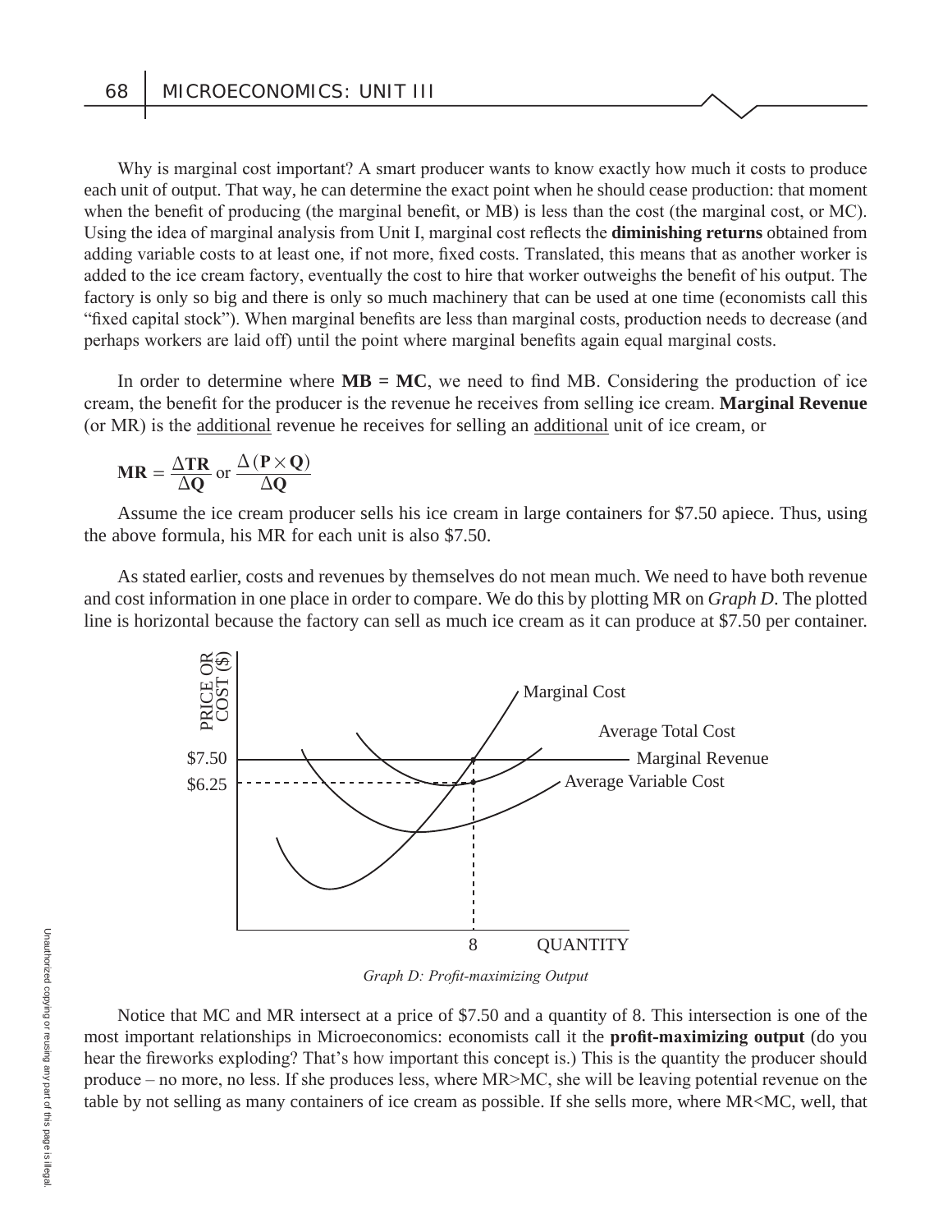Why is marginal cost important? A smart producer wants to know exactly how much it costs to produce each unit of output. That way, he can determine the exact point when he should cease production: that moment when the benefit of producing (the marginal benefit, or MB) is less than the cost (the marginal cost, or MC). Using the idea of marginal analysis from Unit I, marginal cost reflects the **diminishing returns** obtained from adding variable costs to at least one, if not more, fixed costs. Translated, this means that as another worker is added to the ice cream factory, eventually the cost to hire that worker outweighs the benefit of his output. The factory is only so big and there is only so much machinery that can be used at one time (economists call this "fixed capital stock"). When marginal benefits are less than marginal costs, production needs to decrease (and perhaps workers are laid off) until the point where marginal benefits again equal marginal costs.

In order to determine where **MB = MC**, we need to find MB. Considering the production of ice cream, the benefit for the producer is the revenue he receives from selling ice cream. **Marginal Revenue** (or MR) is the additional revenue he receives for selling an additional unit of ice cream, or

$$\mathbf{MR} = \frac{\Delta \mathbf{TR}}{\Delta \mathbf{Q}} \text{ or } \frac{\Delta(\mathbf{P} \times \mathbf{Q})}{\Delta \mathbf{Q}}$$

Assume the ice cream producer sells his ice cream in large containers for $7.50 apiece. Thus, using the above formula, his MR for each unit is also $7.50.

As stated earlier, costs and revenues by themselves do not mean much. We need to have both revenue and cost information in one place in order to compare. We do this by plotting MR on *Graph D*. The plotted line is horizontal because the factory can sell as much ice cream as it can produce at $7.50 per container.

PRICE OR COST ($)

Marginal Cost

Average Total Cost

$7.50

Marginal Revenue

$6.25

Average Variable Cost

8

QUANTITY

*Graph D: Profit-maximizing Output*

Notice that MC and MR intersect at a price of $7.50 and a quantity of 8. This intersection is one of the most important relationships in Microeconomics: economists call it the **profit-maximizing output** (do you hear the fireworks exploding? That's how important this concept is.) This is the quantity the producer should produce – no more, no less. If she produces less, where MR>MC, she will be leaving potential revenue on the table by not selling as many containers of ice cream as possible. If she sells more, where MR<MC, well, that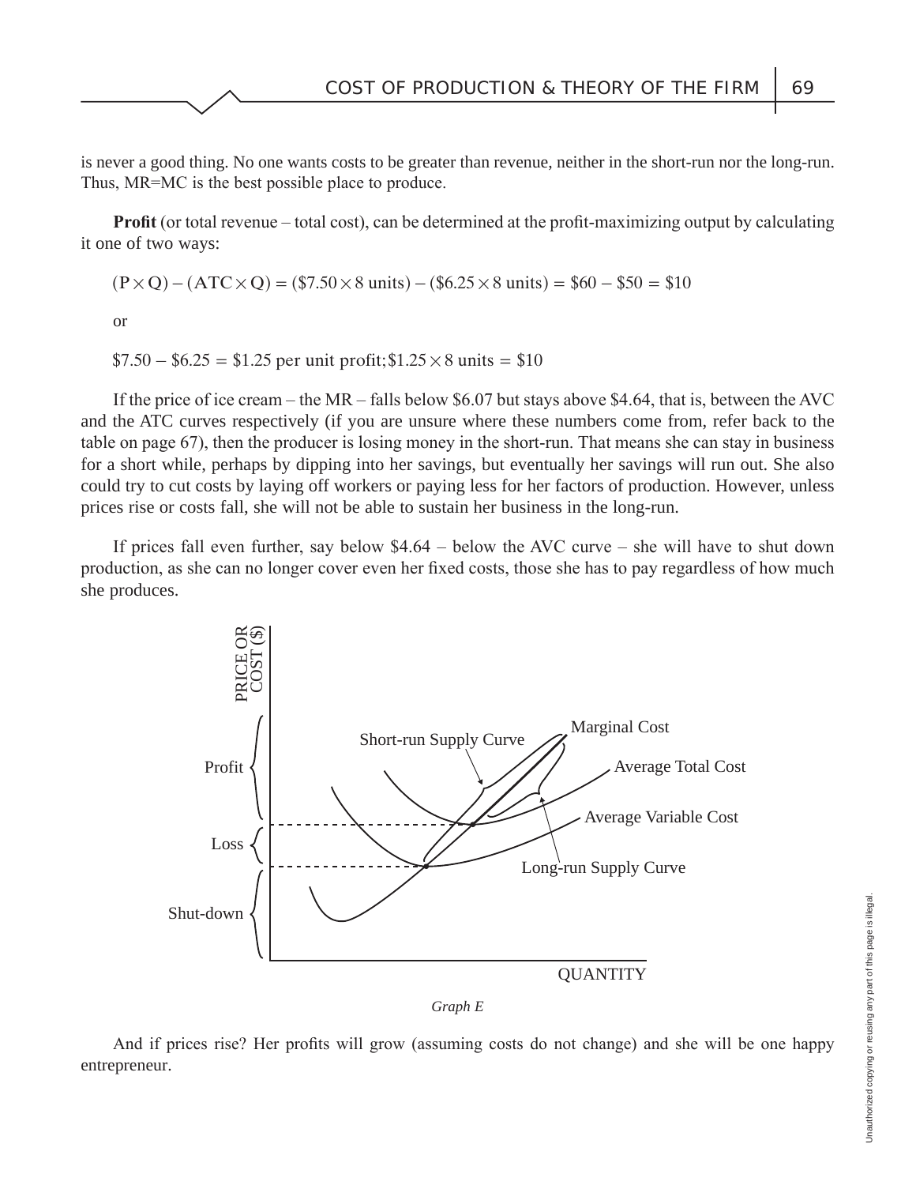is never a good thing. No one wants costs to be greater than revenue, neither in the short-run nor the long-run. Thus, MR=MC is the best possible place to produce.

**Profit** (or total revenue – total cost), can be determined at the profit-maximizing output by calculating it one of two ways:

$$(P \times Q) - (ATC \times Q) = (\$7.50 \times 8 \text{ units}) - (\$6.25 \times 8 \text{ units}) = \$60 - \$50 = \$10$$

or

$$\$7.50 - \$6.25 = \$1.25 \text{ per unit profit}; \$1.25 \times 8 \text{ units} = \$10$$

If the price of ice cream – the MR – falls below \$6.07 but stays above \$4.64, that is, between the AVC and the ATC curves respectively (if you are unsure where these numbers come from, refer back to the table on page 67), then the producer is losing money in the short-run. That means she can stay in business for a short while, perhaps by dipping into her savings, but eventually her savings will run out. She also could try to cut costs by laying off workers or paying less for her factors of production. However, unless prices rise or costs fall, she will not be able to sustain her business in the long-run.

If prices fall even further, say below \$4.64 – below the AVC curve – she will have to shut down production, as she can no longer cover even her fixed costs, those she has to pay regardless of how much she produces.

PRICE OR COST (\$)

Profit

Loss

Shut-down

Short-run Supply Curve

Marginal Cost

Average Total Cost

Average Variable Cost

Long-run Supply Curve

QUANTITY

*Graph E*

And if prices rise? Her profits will grow (assuming costs do not change) and she will be one happy entrepreneur.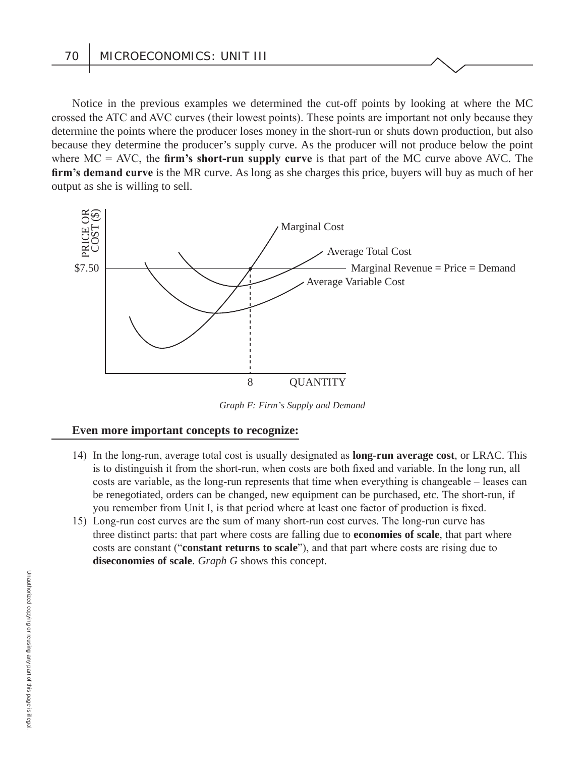Notice in the previous examples we determined the cut-off points by looking at where the MC crossed the ATC and AVC curves (their lowest points). These points are important not only because they determine the points where the producer loses money in the short-run or shuts down production, but also because they determine the producer's supply curve. As the producer will not produce below the point where MC = AVC, the **firm's short-run supply curve** is that part of the MC curve above AVC. The **firm's demand curve** is the MR curve. As long as she charges this price, buyers will buy as much of her output as she is willing to sell.

*Graph F: Firm's Supply and Demand*

**Even more important concepts to recognize:**

14) In the long-run, average total cost is usually designated as **long-run average cost**, or LRAC. This is to distinguish it from the short-run, when costs are both fixed and variable. In the long run, all costs are variable, as the long-run represents that time when everything is changeable – leases can be renegotiated, orders can be changed, new equipment can be purchased, etc. The short-run, if you remember from Unit I, is that period where at least one factor of production is fixed.
15) Long-run cost curves are the sum of many short-run cost curves. The long-run curve has three distinct parts: that part where costs are falling due to **economies of scale**, that part where costs are constant ("**constant returns to scale**"), and that part where costs are rising due to **diseconomies of scale**. *Graph G* shows this concept.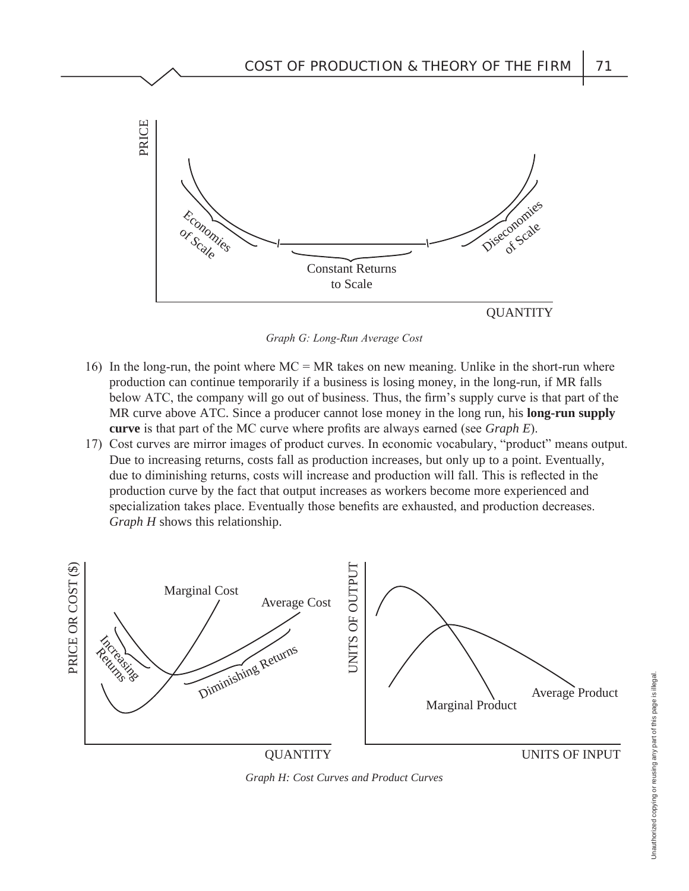*Graph G: Long-Run Average Cost*

16) In the long-run, the point where MC = MR takes on new meaning. Unlike in the short-run where production can continue temporarily if a business is losing money, in the long-run, if MR falls below ATC, the company will go out of business. Thus, the firm's supply curve is that part of the MR curve above ATC. Since a producer cannot lose money in the long run, his **long-run supply curve** is that part of the MC curve where profits are always earned (see *Graph E*).

17) Cost curves are mirror images of product curves. In economic vocabulary, "product" means output. Due to increasing returns, costs fall as production increases, but only up to a point. Eventually, due to diminishing returns, costs will increase and production will fall. This is reflected in the production curve by the fact that output increases as workers become more experienced and specialization takes place. Eventually those benefits are exhausted, and production decreases. *Graph H* shows this relationship.

*Graph H: Cost Curves and Product Curves*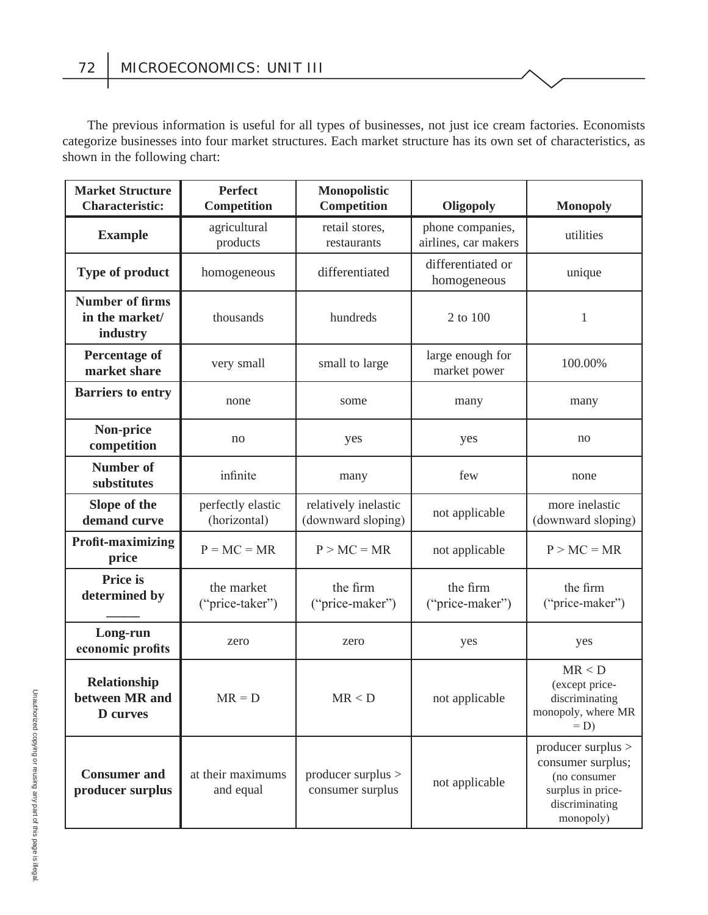The previous information is useful for all types of businesses, not just ice cream factories. Economists categorize businesses into four market structures. Each market structure has its own set of characteristics, as shown in the following chart:

| Market Structure Characteristic: | Perfect Competition | Monopolistic Competition | Oligopoly | Monopoly |
|---|---|---|---|---|
| **Example** | agricultural products | retail stores, restaurants | phone companies, airlines, car makers | utilities |
| **Type of product** | homogeneous | differentiated | differentiated or homogeneous | unique |
| **Number of firms in the market/ industry** | thousands | hundreds | 2 to 100 | 1 |
| **Percentage of market share** | very small | small to large | large enough for market power | 100.00% |
| **Barriers to entry** | none | some | many | many |
| **Non-price competition** | no | yes | yes | no |
| **Number of substitutes** | infinite | many | few | none |
| **Slope of the demand curve** | perfectly elastic (horizontal) | relatively inelastic (downward sloping) | not applicable | more inelastic (downward sloping) |
| **Profit-maximizing price** | P = MC = MR | P > MC = MR | not applicable | P > MC = MR |
| **Price is determined by _____** | the market ("price-taker") | the firm ("price-maker") | the firm ("price-maker") | the firm ("price-maker") |
| **Long-run economic profits** | zero | zero | yes | yes |
| **Relationship between MR and D curves** | MR = D | MR < D | not applicable | MR < D (except price-discriminating monopoly, where MR = D) |
| **Consumer and producer surplus** | at their maximums and equal | producer surplus > consumer surplus | not applicable | producer surplus > consumer surplus; (no consumer surplus in price-discriminating monopoly) |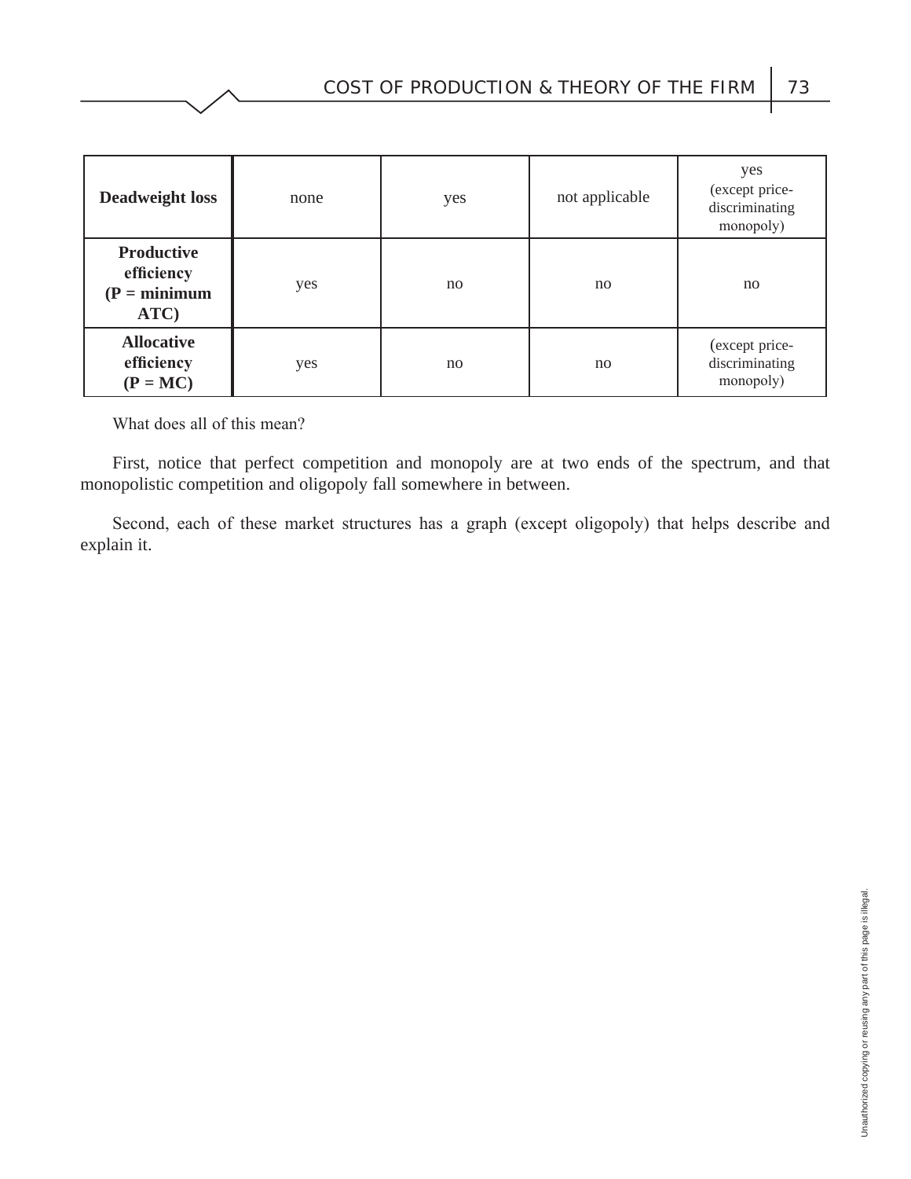| Deadweight loss | none | yes | not applicable | yes (except price-discriminating monopoly) |
|---|---|---|---|---|
| **Productive efficiency (P = minimum ATC)** | yes | no | no | no |
| **Allocative efficiency (P = MC)** | yes | no | no | (except price-discriminating monopoly) |

What does all of this mean?

First, notice that perfect competition and monopoly are at two ends of the spectrum, and that monopolistic competition and oligopoly fall somewhere in between.

Second, each of these market structures has a graph (except oligopoly) that helps describe and explain it.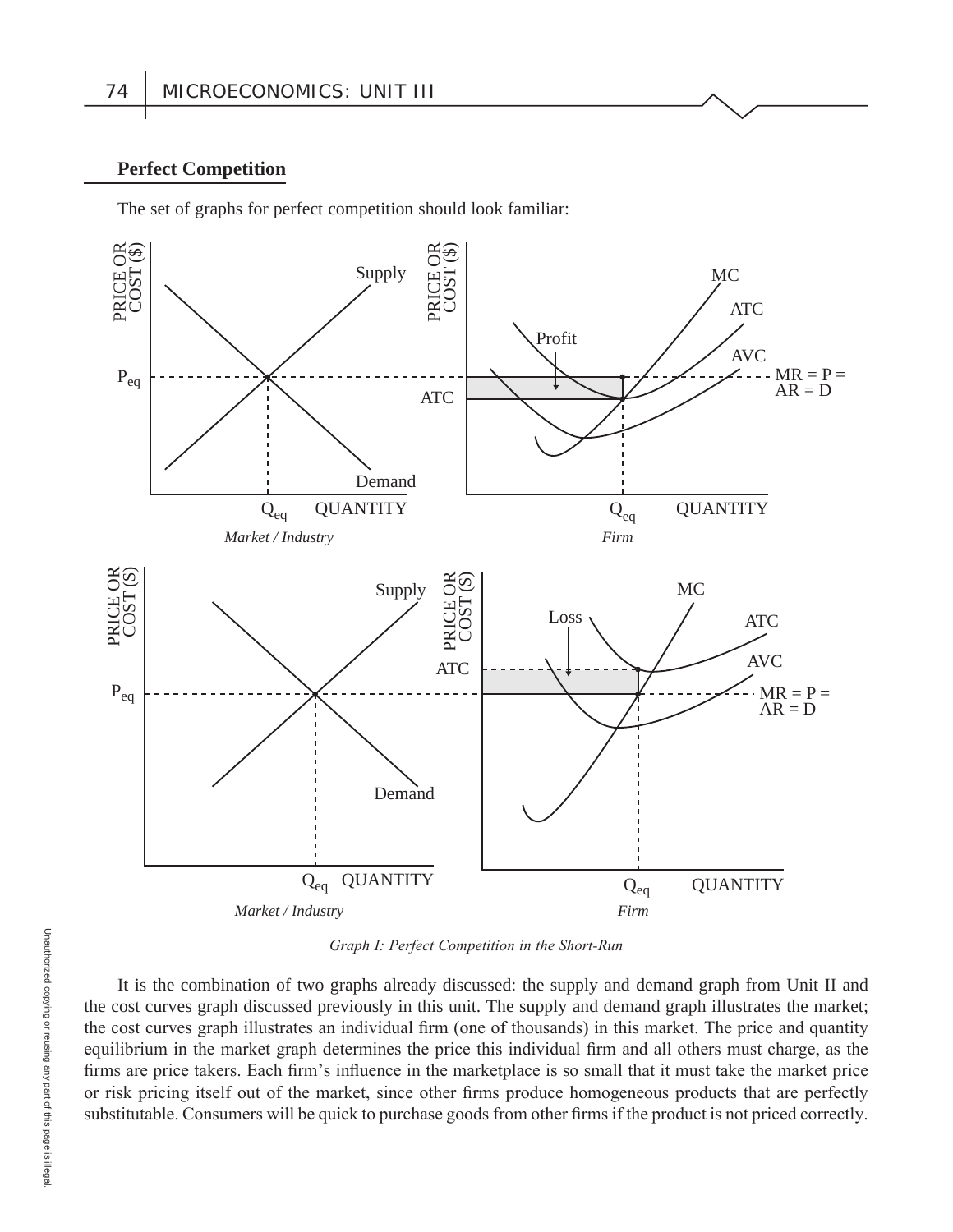## Perfect Competition

The set of graphs for perfect competition should look familiar:

*Graph I: Perfect Competition in the Short-Run*

It is the combination of two graphs already discussed: the supply and demand graph from Unit II and the cost curves graph discussed previously in this unit. The supply and demand graph illustrates the market; the cost curves graph illustrates an individual firm (one of thousands) in this market. The price and quantity equilibrium in the market graph determines the price this individual firm and all others must charge, as the firms are price takers. Each firm's influence in the marketplace is so small that it must take the market price or risk pricing itself out of the market, since other firms produce homogeneous products that are perfectly substitutable. Consumers will be quick to purchase goods from other firms if the product is not priced correctly.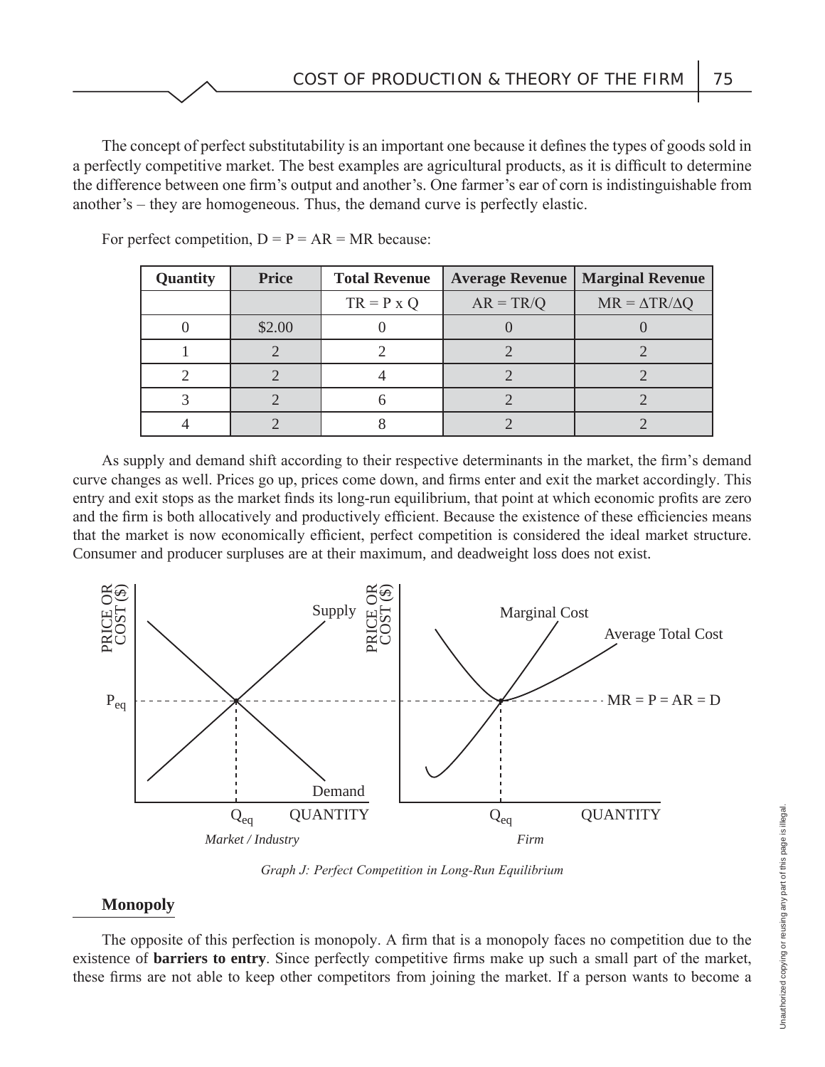The concept of perfect substitutability is an important one because it defines the types of goods sold in a perfectly competitive market. The best examples are agricultural products, as it is difficult to determine the difference between one firm's output and another's. One farmer's ear of corn is indistinguishable from another's – they are homogeneous. Thus, the demand curve is perfectly elastic.

For perfect competition, D = P = AR = MR because:

| Quantity | Price | Total Revenue | Average Revenue | Marginal Revenue |
|---|---|---|---|---|
| | | TR = P x Q | AR = TR/Q | MR = $\Delta$TR/$\Delta$Q |
| 0 | $2.00 | 0 | 0 | 0 |
| 1 | 2 | 2 | 2 | 2 |
| 2 | 2 | 4 | 2 | 2 |
| 3 | 2 | 6 | 2 | 2 |
| 4 | 2 | 8 | 2 | 2 |

As supply and demand shift according to their respective determinants in the market, the firm's demand curve changes as well. Prices go up, prices come down, and firms enter and exit the market accordingly. This entry and exit stops as the market finds its long-run equilibrium, that point at which economic profits are zero and the firm is both allocatively and productively efficient. Because the existence of these efficiencies means that the market is now economically efficient, perfect competition is considered the ideal market structure. Consumer and producer surpluses are at their maximum, and deadweight loss does not exist.

*Graph J: Perfect Competition in Long-Run Equilibrium*

## Monopoly

The opposite of this perfection is monopoly. A firm that is a monopoly faces no competition due to the existence of **barriers to entry**. Since perfectly competitive firms make up such a small part of the market, these firms are not able to keep other competitors from joining the market. If a person wants to become a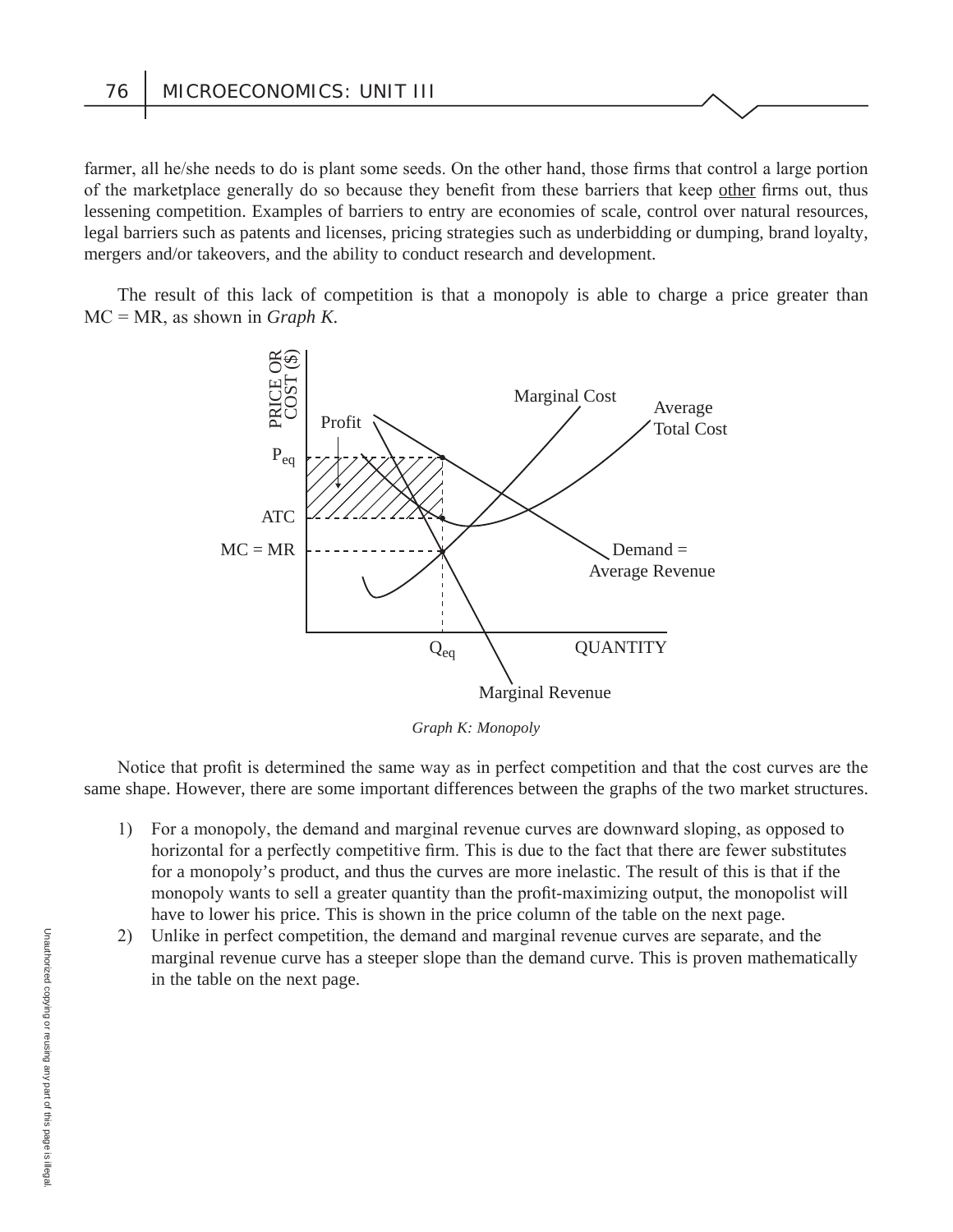farmer, all he/she needs to do is plant some seeds. On the other hand, those firms that control a large portion of the marketplace generally do so because they benefit from these barriers that keep <u>other</u> firms out, thus lessening competition. Examples of barriers to entry are economies of scale, control over natural resources, legal barriers such as patents and licenses, pricing strategies such as underbidding or dumping, brand loyalty, mergers and/or takeovers, and the ability to conduct research and development.

The result of this lack of competition is that a monopoly is able to charge a price greater than MC = MR, as shown in *Graph K.*

*Graph K: Monopoly*

Notice that profit is determined the same way as in perfect competition and that the cost curves are the same shape. However, there are some important differences between the graphs of the two market structures.

1) For a monopoly, the demand and marginal revenue curves are downward sloping, as opposed to horizontal for a perfectly competitive firm. This is due to the fact that there are fewer substitutes for a monopoly's product, and thus the curves are more inelastic. The result of this is that if the monopoly wants to sell a greater quantity than the profit-maximizing output, the monopolist will have to lower his price. This is shown in the price column of the table on the next page.
2) Unlike in perfect competition, the demand and marginal revenue curves are separate, and the marginal revenue curve has a steeper slope than the demand curve. This is proven mathematically in the table on the next page.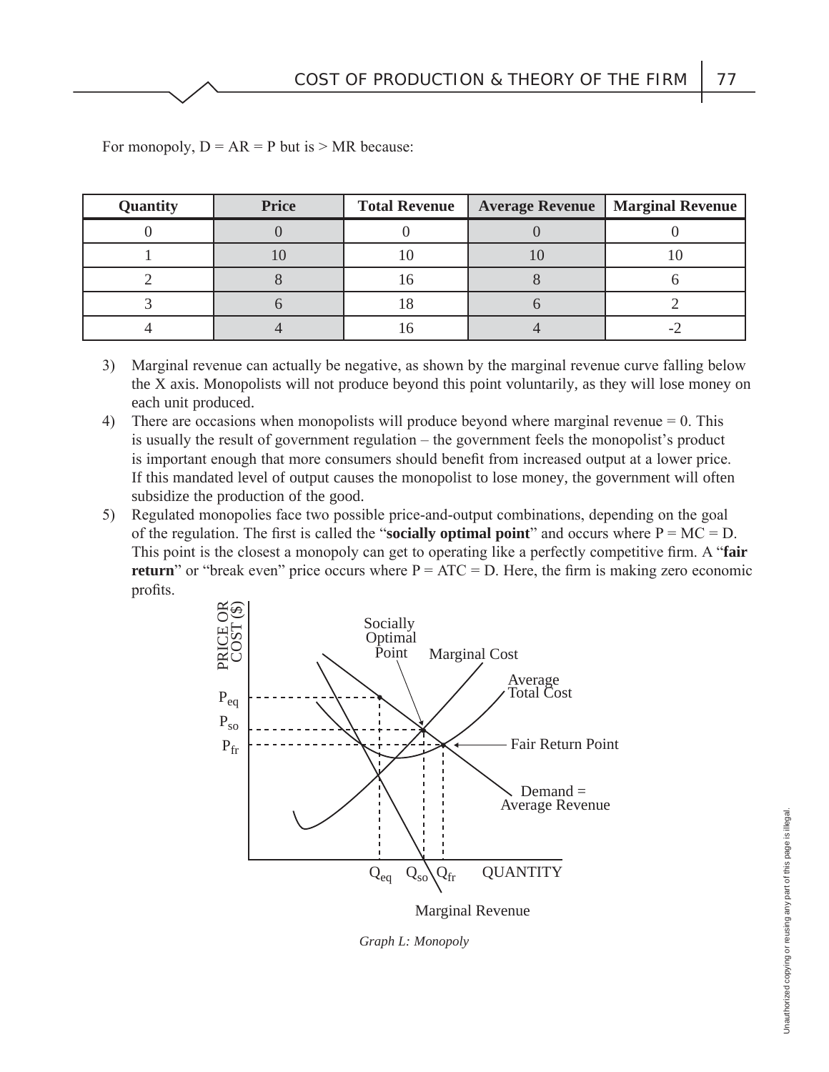For monopoly, D = AR = P but is > MR because:

| Quantity | Price | Total Revenue | Average Revenue | Marginal Revenue |
|---|---|---|---|---|
| 0 | 0 | 0 | 0 | 0 |
| 1 | 10 | 10 | 10 | 10 |
| 2 | 8 | 16 | 8 | 6 |
| 3 | 6 | 18 | 6 | 2 |
| 4 | 4 | 16 | 4 | -2 |

3) Marginal revenue can actually be negative, as shown by the marginal revenue curve falling below the X axis. Monopolists will not produce beyond this point voluntarily, as they will lose money on each unit produced.
4) There are occasions when monopolists will produce beyond where marginal revenue = 0. This is usually the result of government regulation – the government feels the monopolist's product is important enough that more consumers should benefit from increased output at a lower price. If this mandated level of output causes the monopolist to lose money, the government will often subsidize the production of the good.
5) Regulated monopolies face two possible price-and-output combinations, depending on the goal of the regulation. The first is called the "**socially optimal point**" and occurs where P = MC = D. This point is the closest a monopoly can get to operating like a perfectly competitive firm. A "**fair return**" or "break even" price occurs where P = ATC = D. Here, the firm is making zero economic profits.

*Graph L: Monopoly*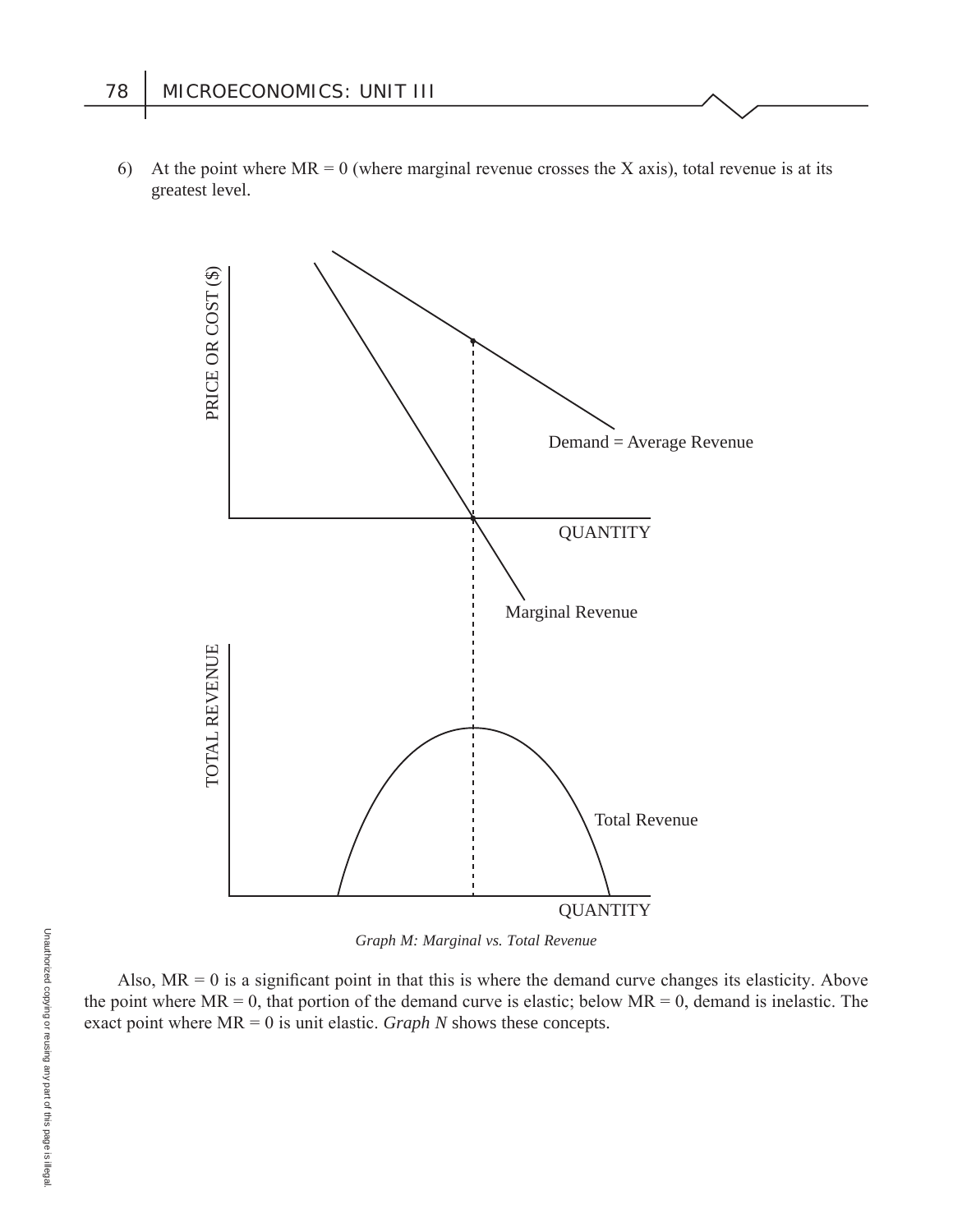6) At the point where MR = 0 (where marginal revenue crosses the X axis), total revenue is at its greatest level.

*Graph M: Marginal vs. Total Revenue*

Also, MR = 0 is a significant point in that this is where the demand curve changes its elasticity. Above the point where MR = 0, that portion of the demand curve is elastic; below MR = 0, demand is inelastic. The exact point where MR = 0 is unit elastic. *Graph N* shows these concepts.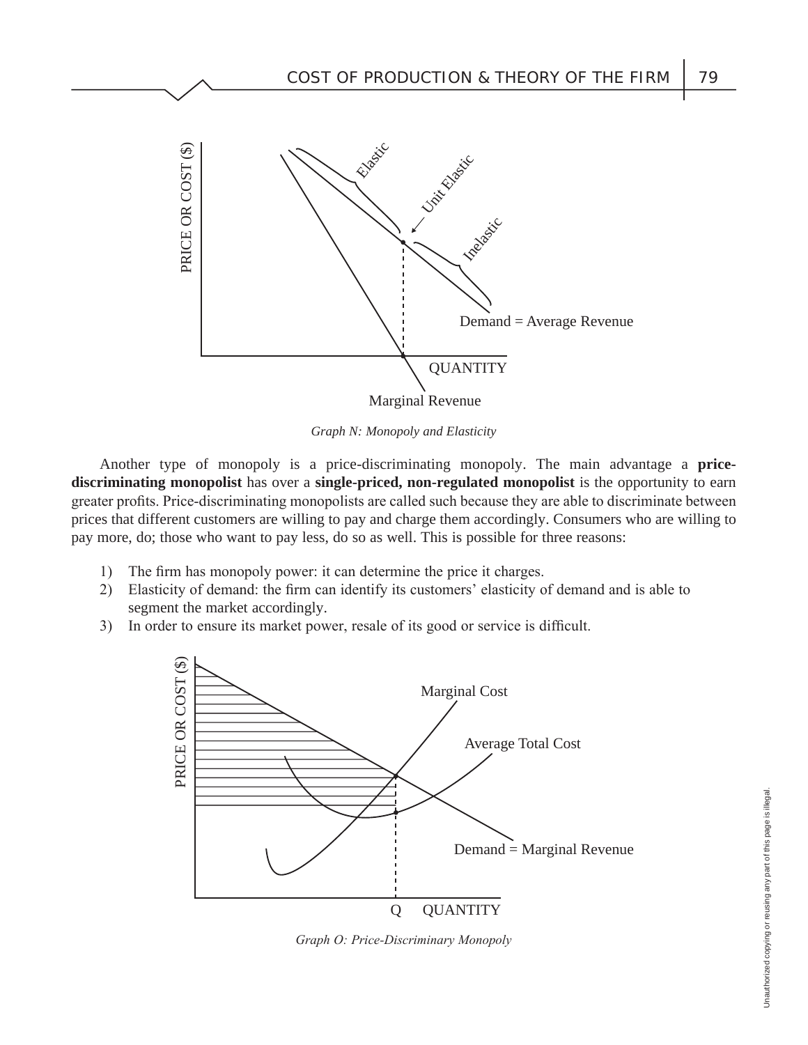*Graph N: Monopoly and Elasticity*

Another type of monopoly is a price-discriminating monopoly. The main advantage a **price-discriminating monopolist** has over a **single-priced, non-regulated monopolist** is the opportunity to earn greater profits. Price-discriminating monopolists are called such because they are able to discriminate between prices that different customers are willing to pay and charge them accordingly. Consumers who are willing to pay more, do; those who want to pay less, do so as well. This is possible for three reasons:

1) The firm has monopoly power: it can determine the price it charges.
2) Elasticity of demand: the firm can identify its customers' elasticity of demand and is able to segment the market accordingly.
3) In order to ensure its market power, resale of its good or service is difficult.

*Graph O: Price-Discriminary Monopoly*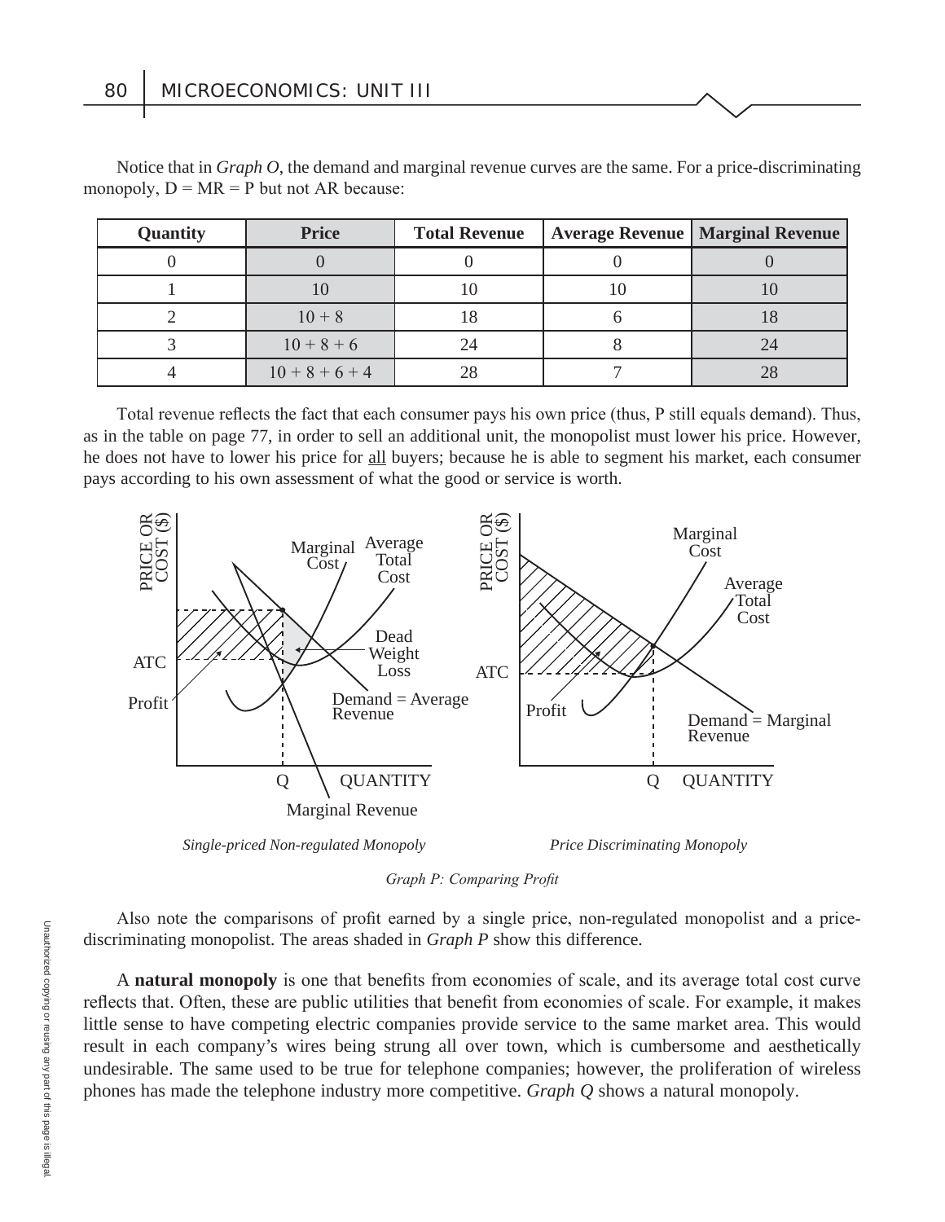Notice that in *Graph O*, the demand and marginal revenue curves are the same. For a price-discriminating monopoly, D = MR = P but not AR because:

| Quantity | Price | Total Revenue | Average Revenue | Marginal Revenue |
|---|---|---|---|---|
| 0 | 0 | 0 | 0 | 0 |
| 1 | 10 | 10 | 10 | 10 |
| 2 | 10 + 8 | 18 | 6 | 18 |
| 3 | 10 + 8 + 6 | 24 | 8 | 24 |
| 4 | 10 + 8 + 6 + 4 | 28 | 7 | 28 |

Total revenue reflects the fact that each consumer pays his own price (thus, P still equals demand). Thus, as in the table on page 77, in order to sell an additional unit, the monopolist must lower his price. However, he does not have to lower his price for all buyers; because he is able to segment his market, each consumer pays according to his own assessment of what the good or service is worth.

*Single-priced Non-regulated Monopoly*

*Price Discriminating Monopoly*

*Graph P: Comparing Profit*

Also note the comparisons of profit earned by a single price, non-regulated monopolist and a price-discriminating monopolist. The areas shaded in *Graph P* show this difference.

A **natural monopoly** is one that benefits from economies of scale, and its average total cost curve reflects that. Often, these are public utilities that benefit from economies of scale. For example, it makes little sense to have competing electric companies provide service to the same market area. This would result in each company's wires being strung all over town, which is cumbersome and aesthetically undesirable. The same used to be true for telephone companies; however, the proliferation of wireless phones has made the telephone industry more competitive. *Graph Q* shows a natural monopoly.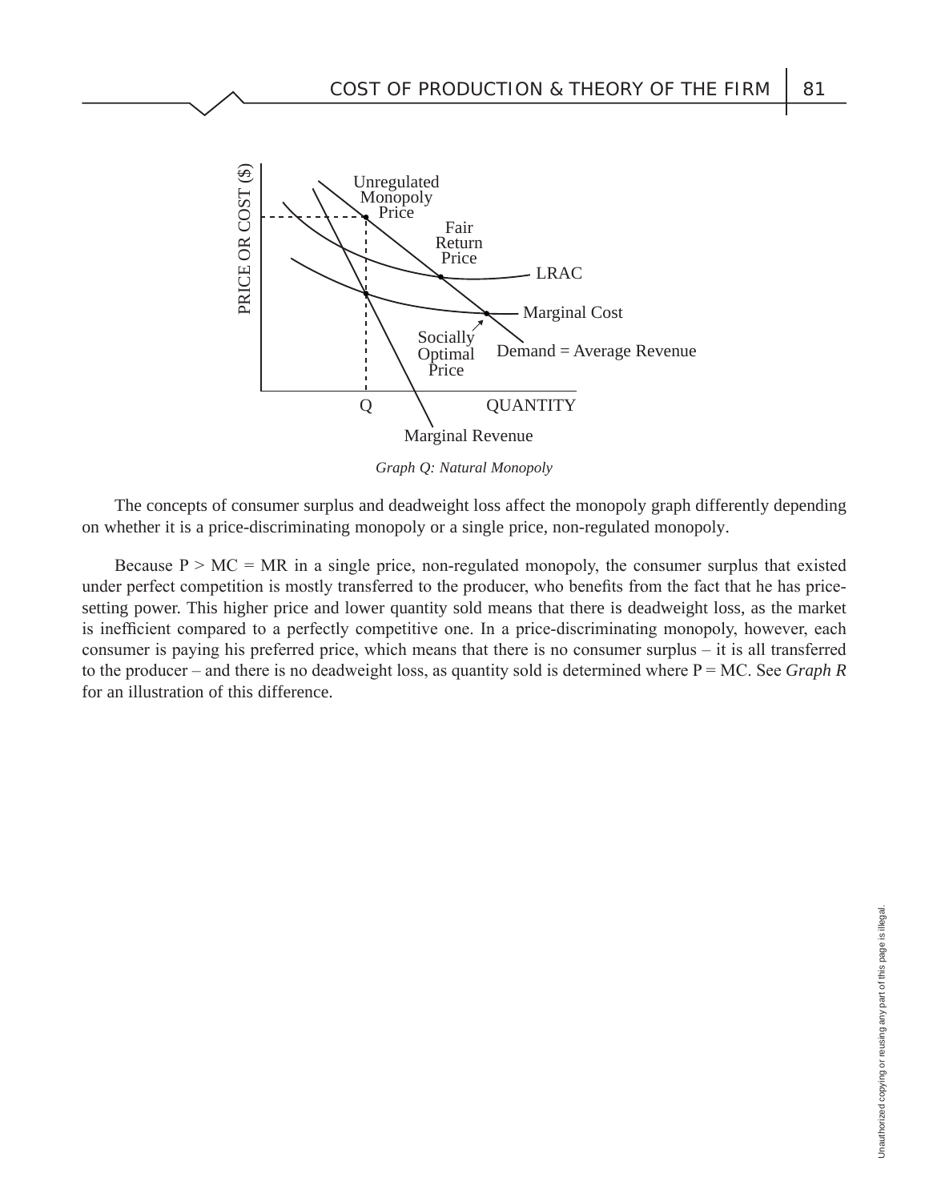*Graph Q: Natural Monopoly*

The concepts of consumer surplus and deadweight loss affect the monopoly graph differently depending on whether it is a price-discriminating monopoly or a single price, non-regulated monopoly.

Because P > MC = MR in a single price, non-regulated monopoly, the consumer surplus that existed under perfect competition is mostly transferred to the producer, who benefits from the fact that he has price-setting power. This higher price and lower quantity sold means that there is deadweight loss, as the market is inefficient compared to a perfectly competitive one. In a price-discriminating monopoly, however, each consumer is paying his preferred price, which means that there is no consumer surplus – it is all transferred to the producer – and there is no deadweight loss, as quantity sold is determined where P = MC. See *Graph R* for an illustration of this difference.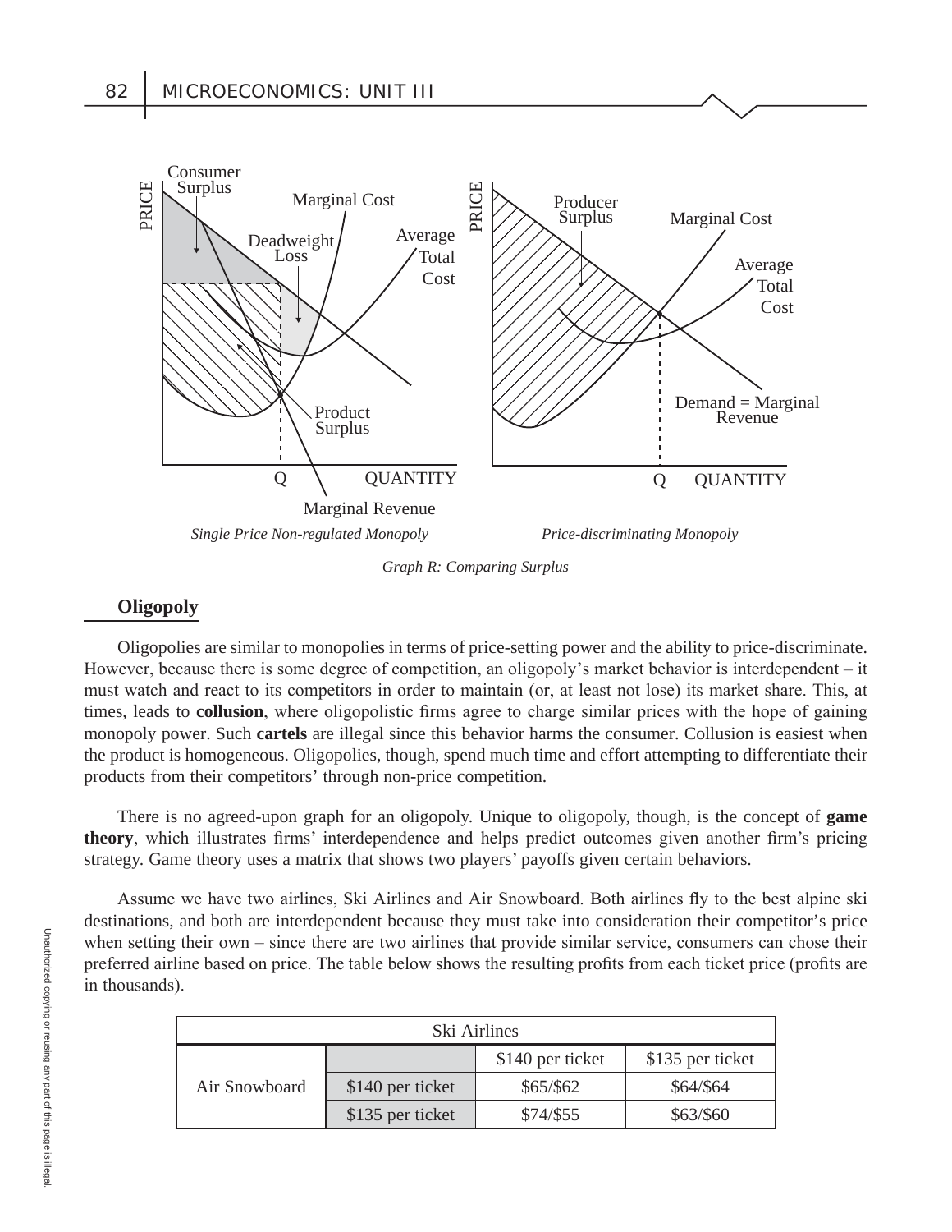*Single Price Non-regulated Monopoly*

*Price-discriminating Monopoly*

*Graph R: Comparing Surplus*

**Oligopoly**

Oligopolies are similar to monopolies in terms of price-setting power and the ability to price-discriminate. However, because there is some degree of competition, an oligopoly's market behavior is interdependent – it must watch and react to its competitors in order to maintain (or, at least not lose) its market share. This, at times, leads to **collusion**, where oligopolistic firms agree to charge similar prices with the hope of gaining monopoly power. Such **cartels** are illegal since this behavior harms the consumer. Collusion is easiest when the product is homogeneous. Oligopolies, though, spend much time and effort attempting to differentiate their products from their competitors' through non-price competition.

There is no agreed-upon graph for an oligopoly. Unique to oligopoly, though, is the concept of **game theory**, which illustrates firms' interdependence and helps predict outcomes given another firm's pricing strategy. Game theory uses a matrix that shows two players' payoffs given certain behaviors.

Assume we have two airlines, Ski Airlines and Air Snowboard. Both airlines fly to the best alpine ski destinations, and both are interdependent because they must take into consideration their competitor's price when setting their own – since there are two airlines that provide similar service, consumers can chose their preferred airline based on price. The table below shows the resulting profits from each ticket price (profits are in thousands).

| | | Ski Airlines | |
|---|---|---|---|
| | | $140 per ticket | $135 per ticket |
| Air Snowboard | $140 per ticket | $65/$62 | $64/$64 |
| | $135 per ticket | $74/$55 | $63/$60 |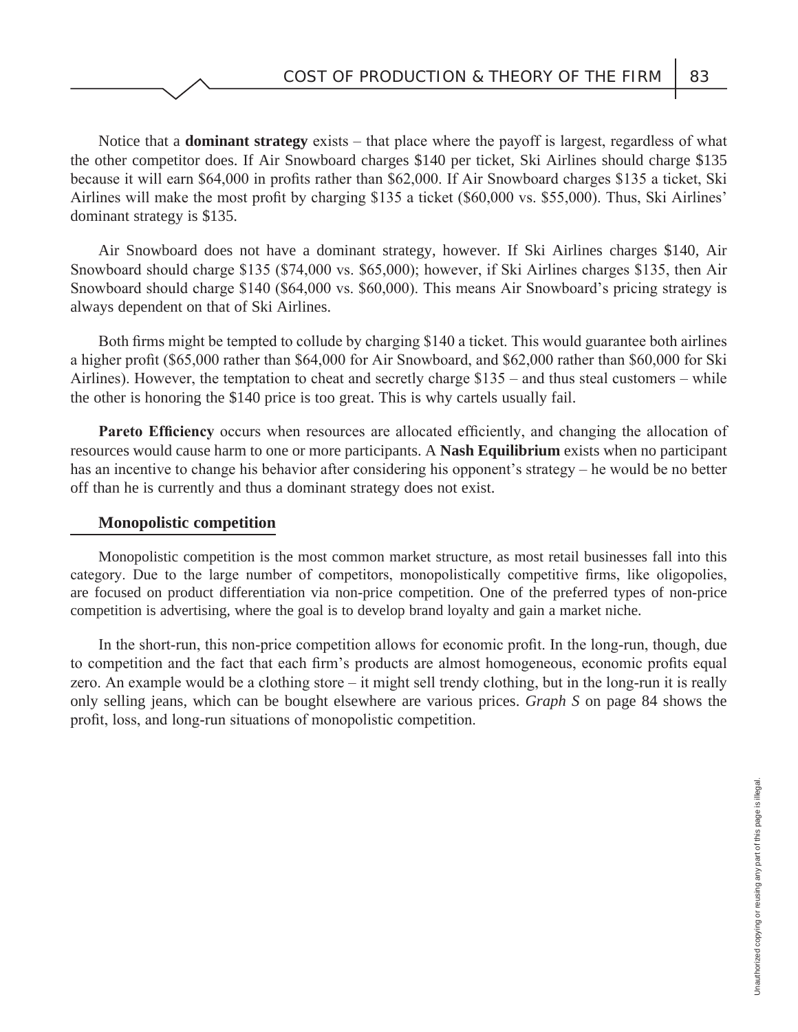Notice that a **dominant strategy** exists – that place where the payoff is largest, regardless of what the other competitor does. If Air Snowboard charges $140 per ticket, Ski Airlines should charge $135 because it will earn $64,000 in profits rather than $62,000. If Air Snowboard charges $135 a ticket, Ski Airlines will make the most profit by charging $135 a ticket ($60,000 vs. $55,000). Thus, Ski Airlines' dominant strategy is $135.

Air Snowboard does not have a dominant strategy, however. If Ski Airlines charges $140, Air Snowboard should charge $135 ($74,000 vs. $65,000); however, if Ski Airlines charges $135, then Air Snowboard should charge $140 ($64,000 vs. $60,000). This means Air Snowboard's pricing strategy is always dependent on that of Ski Airlines.

Both firms might be tempted to collude by charging $140 a ticket. This would guarantee both airlines a higher profit ($65,000 rather than $64,000 for Air Snowboard, and $62,000 rather than $60,000 for Ski Airlines). However, the temptation to cheat and secretly charge $135 – and thus steal customers – while the other is honoring the $140 price is too great. This is why cartels usually fail.

**Pareto Efficiency** occurs when resources are allocated efficiently, and changing the allocation of resources would cause harm to one or more participants. A **Nash Equilibrium** exists when no participant has an incentive to change his behavior after considering his opponent's strategy – he would be no better off than he is currently and thus a dominant strategy does not exist.

## Monopolistic competition

Monopolistic competition is the most common market structure, as most retail businesses fall into this category. Due to the large number of competitors, monopolistically competitive firms, like oligopolies, are focused on product differentiation via non-price competition. One of the preferred types of non-price competition is advertising, where the goal is to develop brand loyalty and gain a market niche.

In the short-run, this non-price competition allows for economic profit. In the long-run, though, due to competition and the fact that each firm's products are almost homogeneous, economic profits equal zero. An example would be a clothing store – it might sell trendy clothing, but in the long-run it is really only selling jeans, which can be bought elsewhere are various prices. *Graph S* on page 84 shows the profit, loss, and long-run situations of monopolistic competition.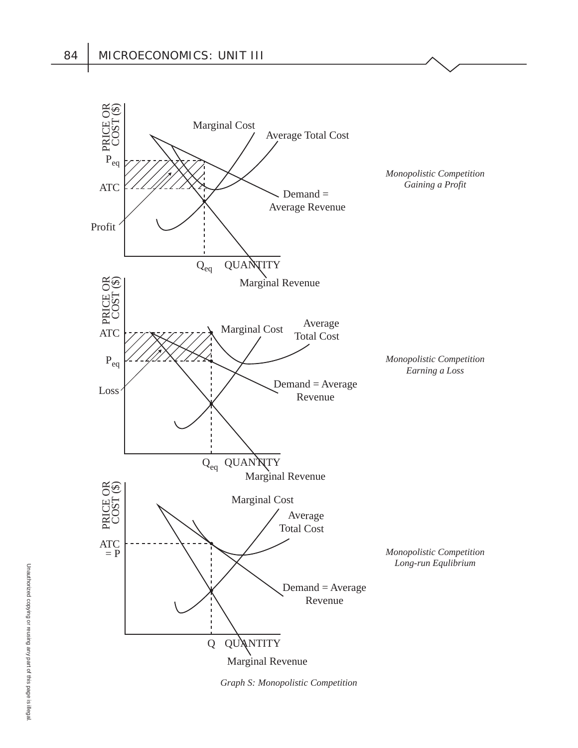PRICE OR COST ($)

Marginal Cost

Average Total Cost

$P_{eq}$

ATC

Profit

Demand = Average Revenue

$Q_{eq}$ QUANTITY

Marginal Revenue

*Monopolistic Competition Gaining a Profit*

PRICE OR COST ($)

ATC

Marginal Cost

Average Total Cost

$P_{eq}$

Loss

Demand = Average Revenue

$Q_{eq}$ QUANTITY

Marginal Revenue

*Monopolistic Competition Earning a Loss*

PRICE OR COST ($)

Marginal Cost

Average Total Cost

ATC = P

Demand = Average Revenue

Q QUANTITY

Marginal Revenue

*Monopolistic Competition Long-run Equlibrium*

*Graph S: Monopolistic Competition*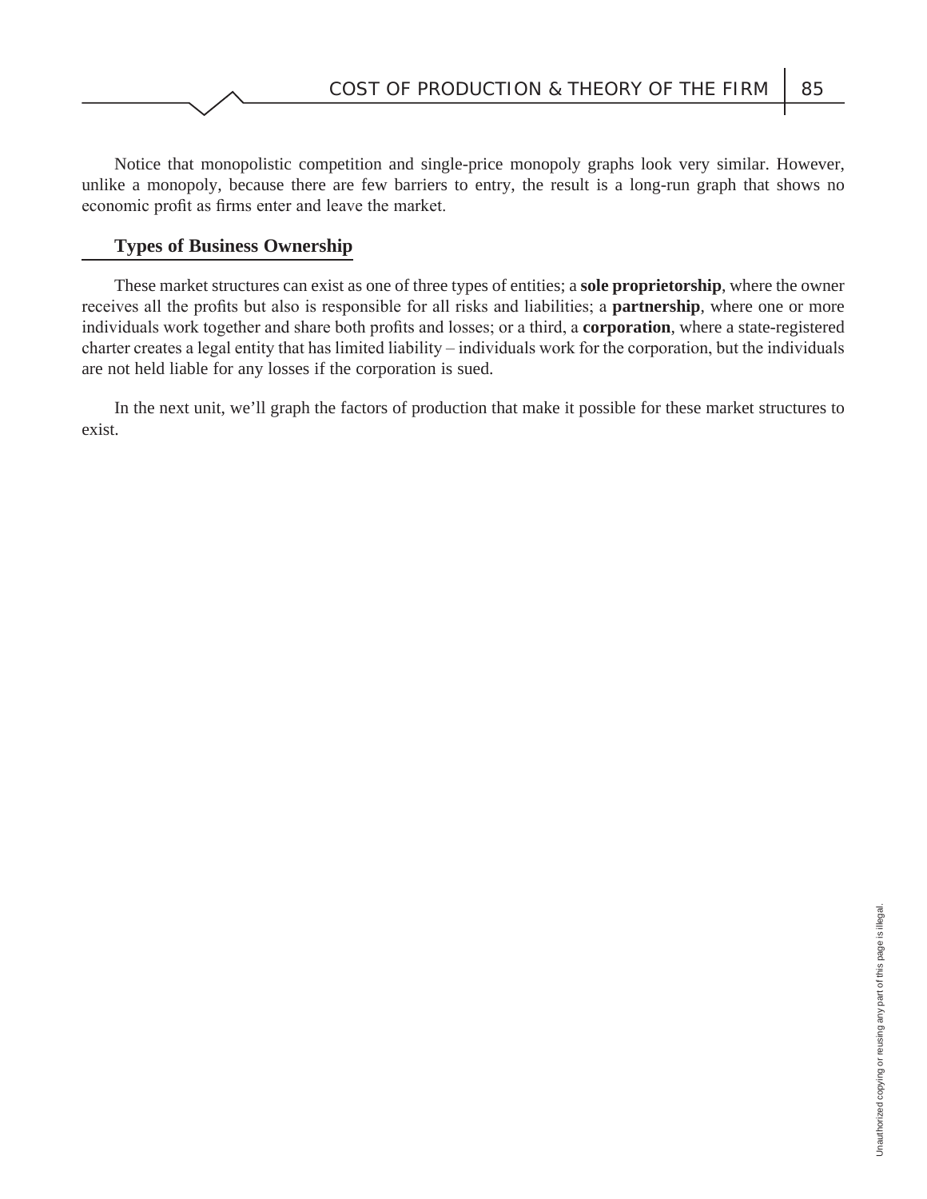Notice that monopolistic competition and single-price monopoly graphs look very similar. However, unlike a monopoly, because there are few barriers to entry, the result is a long-run graph that shows no economic profit as firms enter and leave the market.

## Types of Business Ownership

These market structures can exist as one of three types of entities; a **sole proprietorship**, where the owner receives all the profits but also is responsible for all risks and liabilities; a **partnership**, where one or more individuals work together and share both profits and losses; or a third, a **corporation**, where a state-registered charter creates a legal entity that has limited liability – individuals work for the corporation, but the individuals are not held liable for any losses if the corporation is sued.

In the next unit, we'll graph the factors of production that make it possible for these market structures to exist.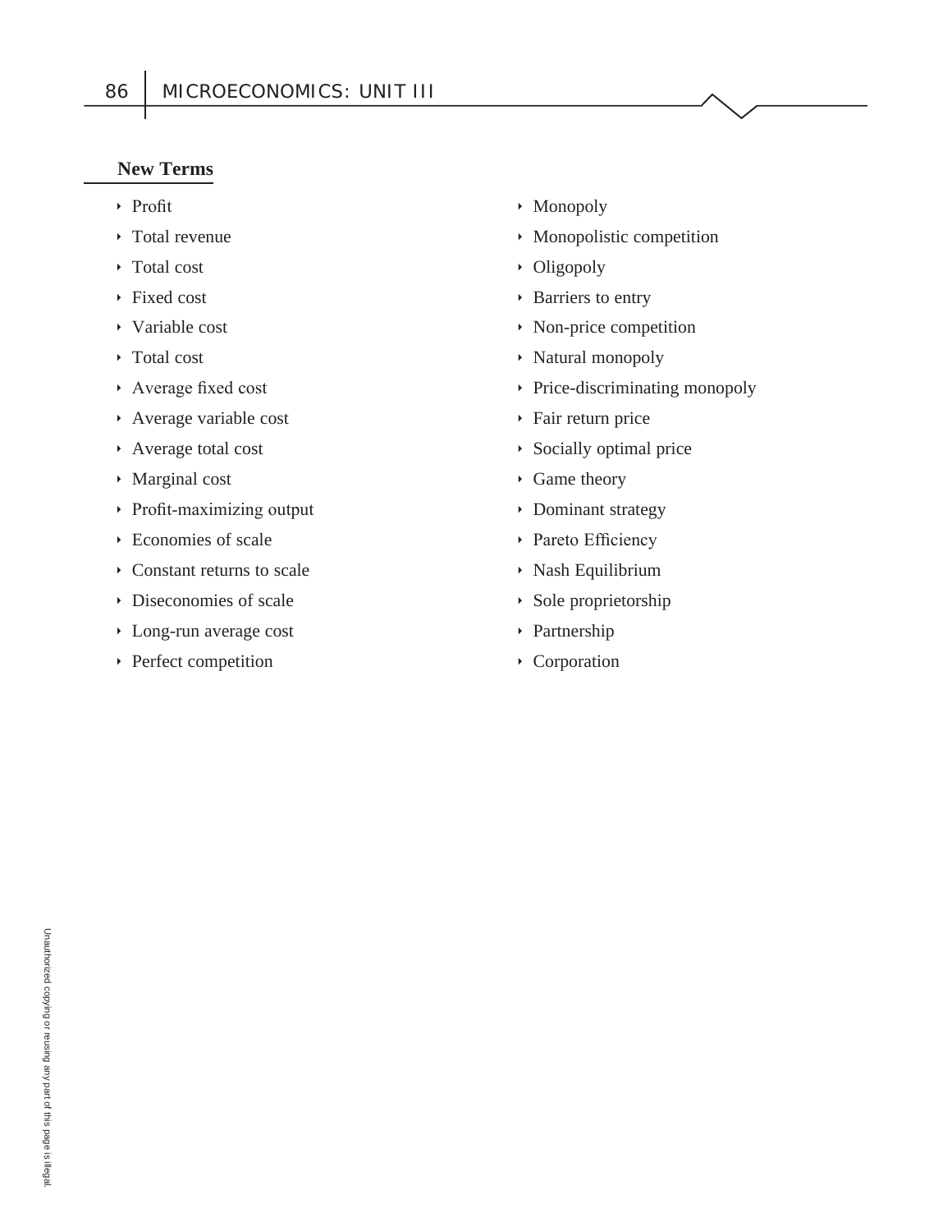**New Terms**

- Profit
- Total revenue
- Total cost
- Fixed cost
- Variable cost
- Total cost
- Average fixed cost
- Average variable cost
- Average total cost
- Marginal cost
- Profit-maximizing output
- Economies of scale
- Constant returns to scale
- Diseconomies of scale
- Long-run average cost
- Perfect competition
- Monopoly
- Monopolistic competition
- Oligopoly
- Barriers to entry
- Non-price competition
- Natural monopoly
- Price-discriminating monopoly
- Fair return price
- Socially optimal price
- Game theory
- Dominant strategy
- Pareto Efficiency
- Nash Equilibrium
- Sole proprietorship
- Partnership
- Corporation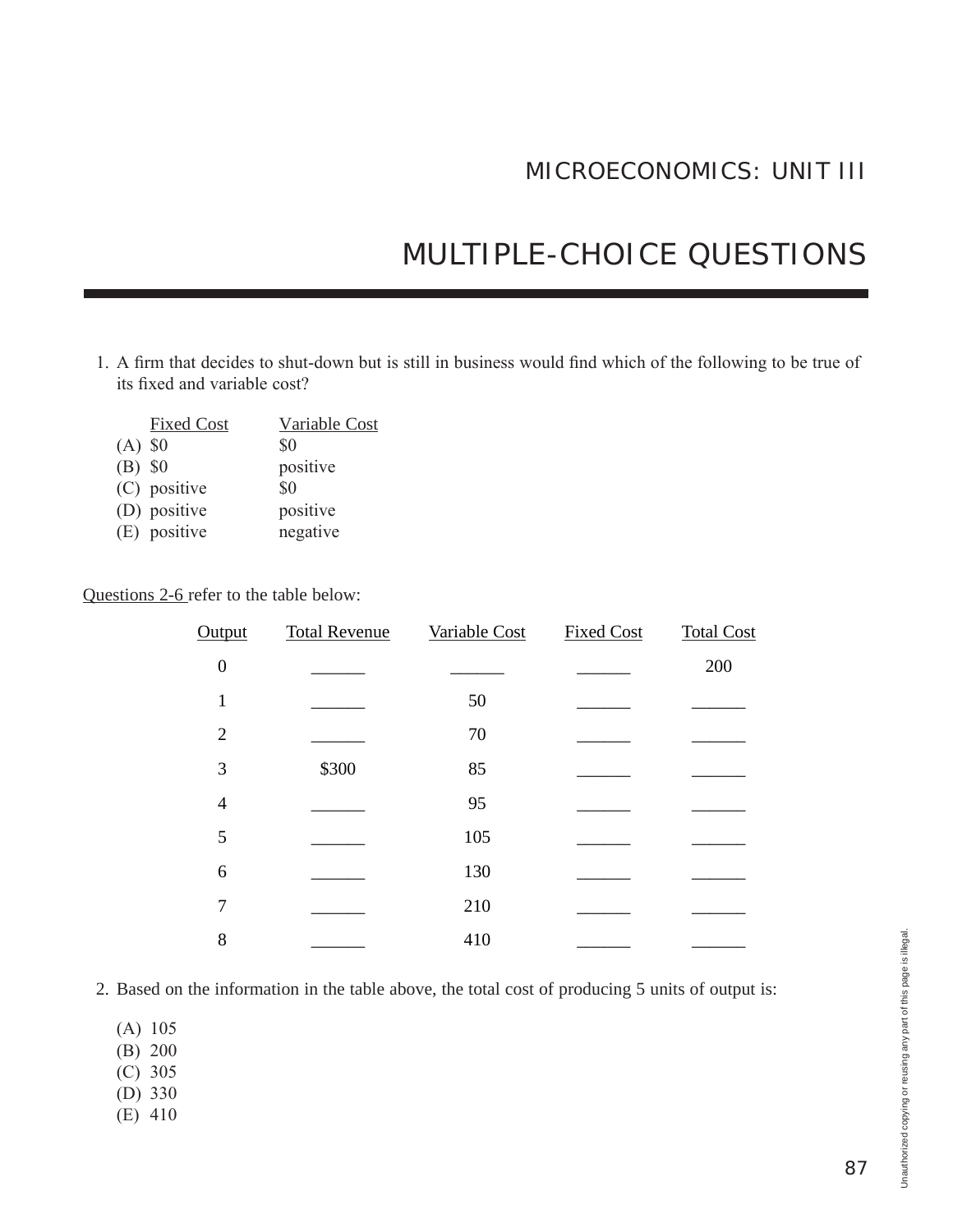MICROECONOMICS: UNIT III

# MULTIPLE-CHOICE QUESTIONS

1. A firm that decides to shut-down but is still in business would find which of the following to be true of its fixed and variable cost?

| | Fixed Cost | Variable Cost |
|---|---|---|
| (A) | $0 | $0 |
| (B) | $0 | positive |
| (C) | positive | $0 |
| (D) | positive | positive |
| (E) | positive | negative |

Questions 2-6 refer to the table below:

| Output | Total Revenue | Variable Cost | Fixed Cost | Total Cost |
|---|---|---|---|---|
| 0 | ______ | ______ | ______ | 200 |
| 1 | ______ | 50 | ______ | ______ |
| 2 | ______ | 70 | ______ | ______ |
| 3 | $300 | 85 | ______ | ______ |
| 4 | ______ | 95 | ______ | ______ |
| 5 | ______ | 105 | ______ | ______ |
| 6 | ______ | 130 | ______ | ______ |
| 7 | ______ | 210 | ______ | ______ |
| 8 | ______ | 410 | ______ | ______ |

2. Based on the information in the table above, the total cost of producing 5 units of output is:

   (A) 105
   (B) 200
   (C) 305
   (D) 330
   (E) 410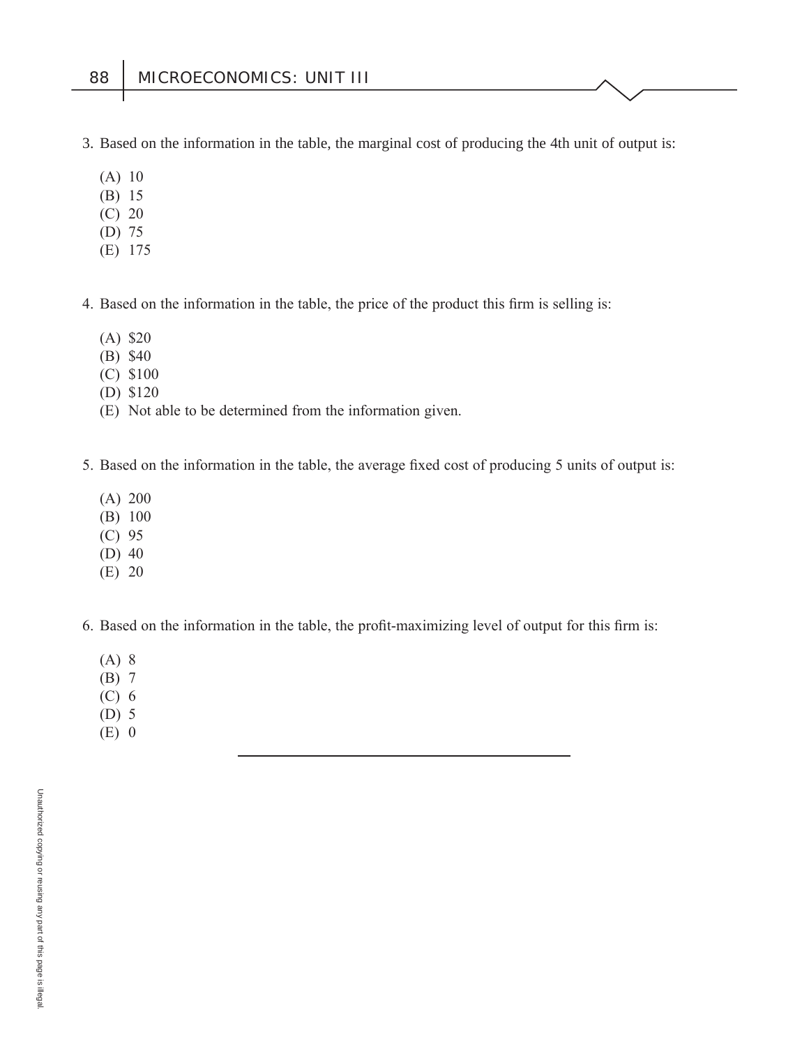3. Based on the information in the table, the marginal cost of producing the 4th unit of output is:

   (A) 10
   (B) 15
   (C) 20
   (D) 75
   (E) 175

4. Based on the information in the table, the price of the product this firm is selling is:

   (A) $20
   (B) $40
   (C) $100
   (D) $120
   (E) Not able to be determined from the information given.

5. Based on the information in the table, the average fixed cost of producing 5 units of output is:

   (A) 200
   (B) 100
   (C) 95
   (D) 40
   (E) 20

6. Based on the information in the table, the profit-maximizing level of output for this firm is:

   (A) 8
   (B) 7
   (C) 6
   (D) 5
   (E) 0

---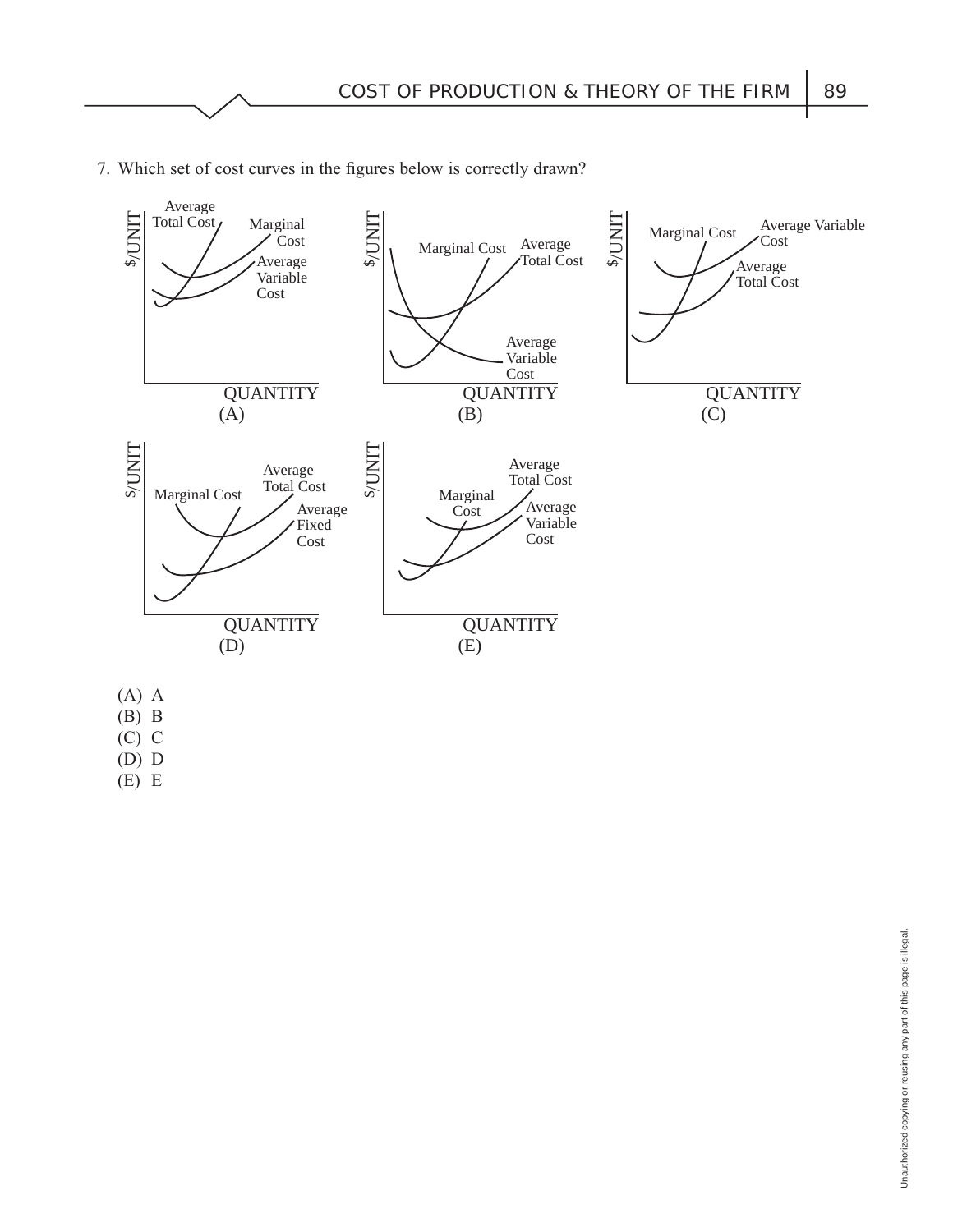7. Which set of cost curves in the figures below is correctly drawn?

(A) A
(B) B
(C) C
(D) D
(E) E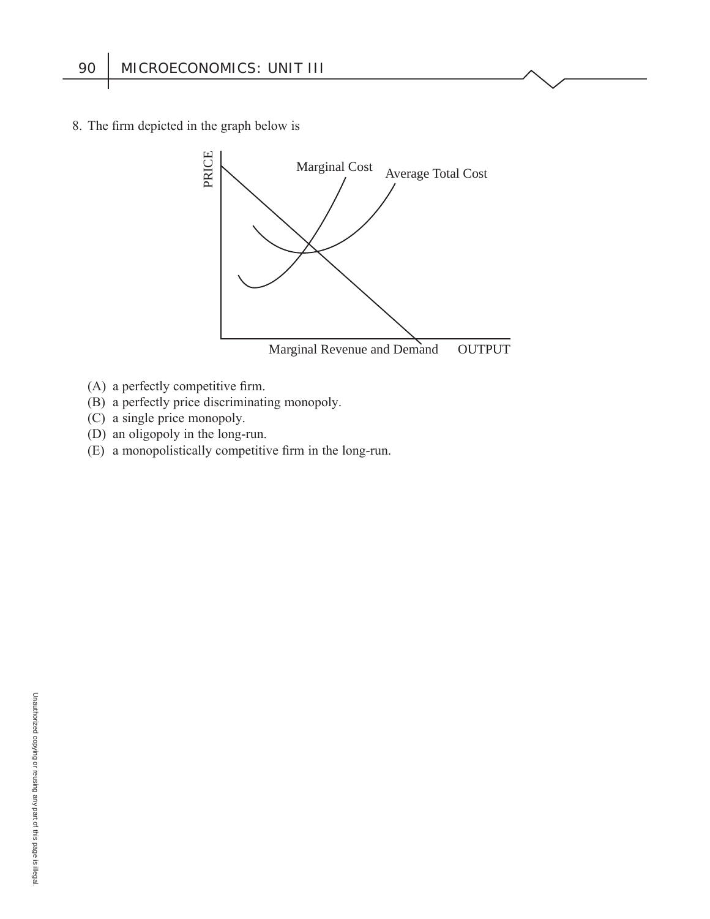8. The firm depicted in the graph below is

(A) a perfectly competitive firm.
(B) a perfectly price discriminating monopoly.
(C) a single price monopoly.
(D) an oligopoly in the long-run.
(E) a monopolistically competitive firm in the long-run.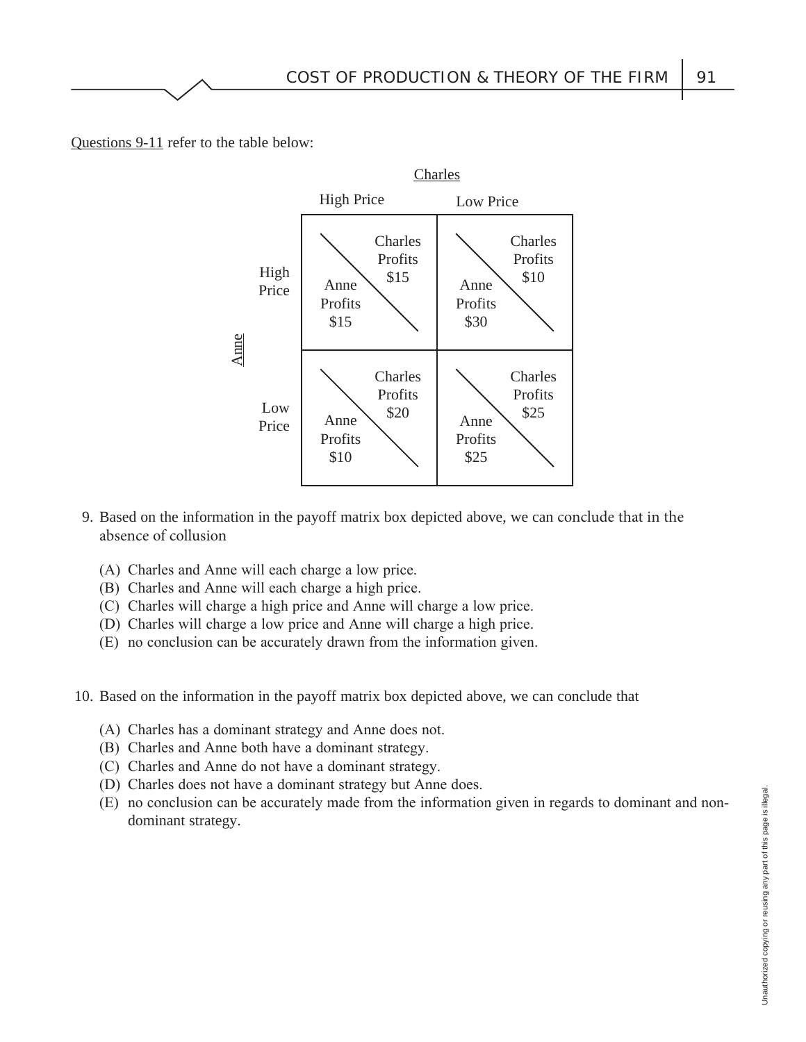Questions 9-11 refer to the table below:

| | | Charles | |
|---|---|---|---|
| | | High Price | Low Price |
| Anne | High Price | Charles Profits $15 / Anne Profits $15 | Charles Profits $10 / Anne Profits $30 |
| | Low Price | Charles Profits $20 / Anne Profits $10 | Charles Profits $25 / Anne Profits $25 |

9. Based on the information in the payoff matrix box depicted above, we can conclude that in the absence of collusion

   (A) Charles and Anne will each charge a low price.
   (B) Charles and Anne will each charge a high price.
   (C) Charles will charge a high price and Anne will charge a low price.
   (D) Charles will charge a low price and Anne will charge a high price.
   (E) no conclusion can be accurately drawn from the information given.

10. Based on the information in the payoff matrix box depicted above, we can conclude that

    (A) Charles has a dominant strategy and Anne does not.
    (B) Charles and Anne both have a dominant strategy.
    (C) Charles and Anne do not have a dominant strategy.
    (D) Charles does not have a dominant strategy but Anne does.
    (E) no conclusion can be accurately made from the information given in regards to dominant and non-dominant strategy.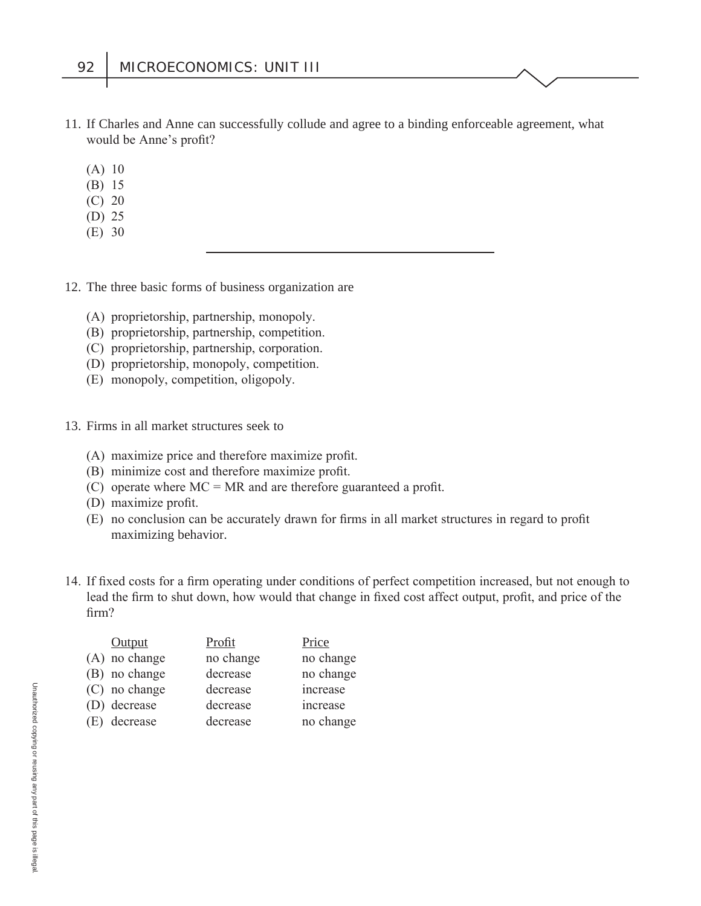11. If Charles and Anne can successfully collude and agree to a binding enforceable agreement, what would be Anne's profit?

    (A) 10
    (B) 15
    (C) 20
    (D) 25
    (E) 30

---

12. The three basic forms of business organization are

    (A) proprietorship, partnership, monopoly.
    (B) proprietorship, partnership, competition.
    (C) proprietorship, partnership, corporation.
    (D) proprietorship, monopoly, competition.
    (E) monopoly, competition, oligopoly.

13. Firms in all market structures seek to

    (A) maximize price and therefore maximize profit.
    (B) minimize cost and therefore maximize profit.
    (C) operate where MC = MR and are therefore guaranteed a profit.
    (D) maximize profit.
    (E) no conclusion can be accurately drawn for firms in all market structures in regard to profit maximizing behavior.

14. If fixed costs for a firm operating under conditions of perfect competition increased, but not enough to lead the firm to shut down, how would that change in fixed cost affect output, profit, and price of the firm?

|     | Output | Profit | Price |
|---|---|---|---|
| (A) | no change | no change | no change |
| (B) | no change | decrease | no change |
| (C) | no change | decrease | increase |
| (D) | decrease | decrease | increase |
| (E) | decrease | decrease | no change |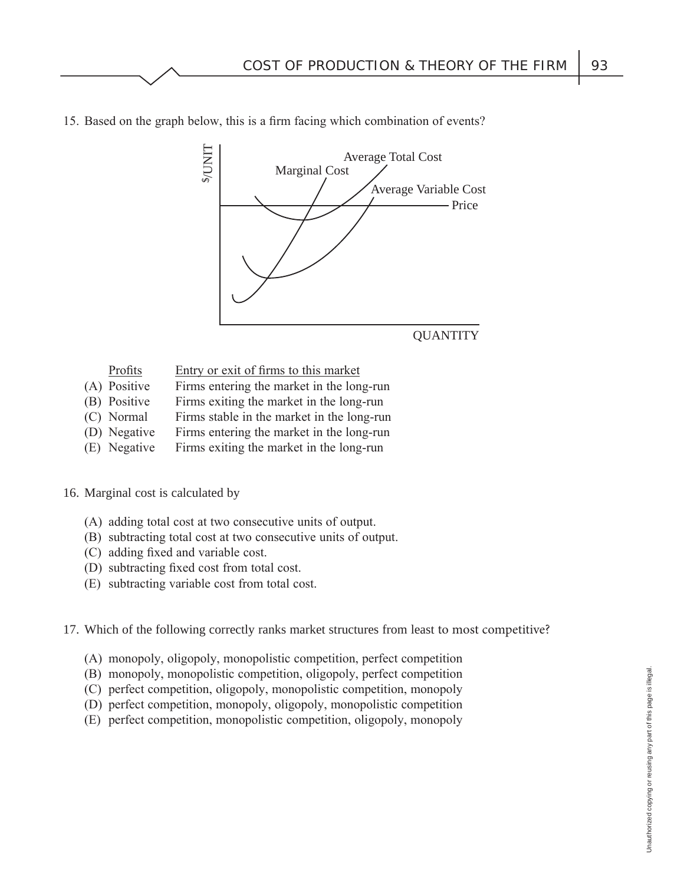15. Based on the graph below, this is a firm facing which combination of events?

| | Profits | Entry or exit of firms to this market |
|---|---|---|
| (A) | Positive | Firms entering the market in the long-run |
| (B) | Positive | Firms exiting the market in the long-run |
| (C) | Normal | Firms stable in the market in the long-run |
| (D) | Negative | Firms entering the market in the long-run |
| (E) | Negative | Firms exiting the market in the long-run |

16. Marginal cost is calculated by

(A) adding total cost at two consecutive units of output.
(B) subtracting total cost at two consecutive units of output.
(C) adding fixed and variable cost.
(D) subtracting fixed cost from total cost.
(E) subtracting variable cost from total cost.

17. Which of the following correctly ranks market structures from least to most competitive?

(A) monopoly, oligopoly, monopolistic competition, perfect competition
(B) monopoly, monopolistic competition, oligopoly, perfect competition
(C) perfect competition, oligopoly, monopolistic competition, monopoly
(D) perfect competition, monopoly, oligopoly, monopolistic competition
(E) perfect competition, monopolistic competition, oligopoly, monopoly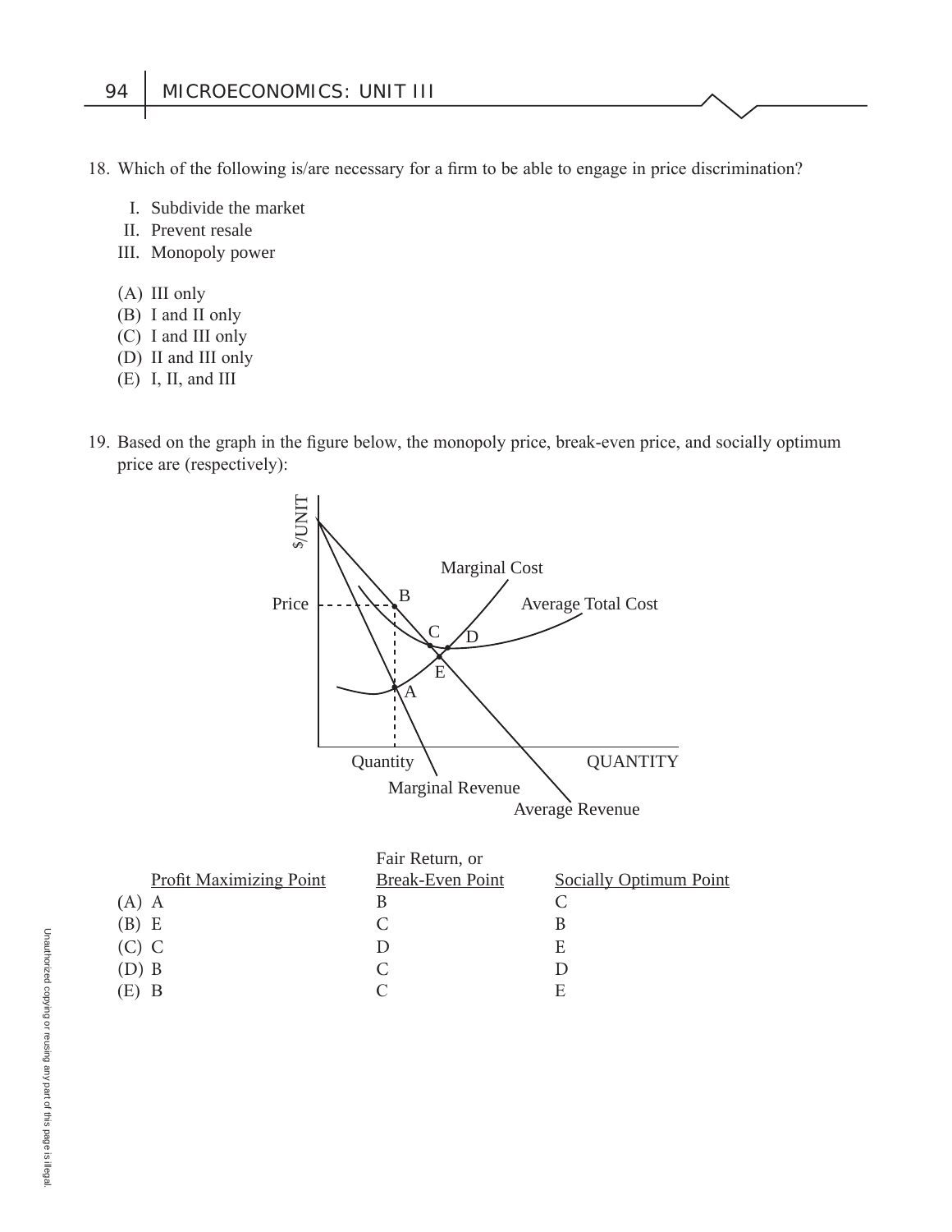18. Which of the following is/are necessary for a firm to be able to engage in price discrimination?

   I. Subdivide the market
   II. Prevent resale
   III. Monopoly power

   (A) III only
   (B) I and II only
   (C) I and III only
   (D) II and III only
   (E) I, II, and III

19. Based on the graph in the figure below, the monopoly price, break-even price, and socially optimum price are (respectively):

|  | Profit Maximizing Point | Fair Return, or Break-Even Point | Socially Optimum Point |
|---|---|---|---|
| (A) | A | B | C |
| (B) | E | C | B |
| (C) | C | D | E |
| (D) | B | C | D |
| (E) | B | C | E |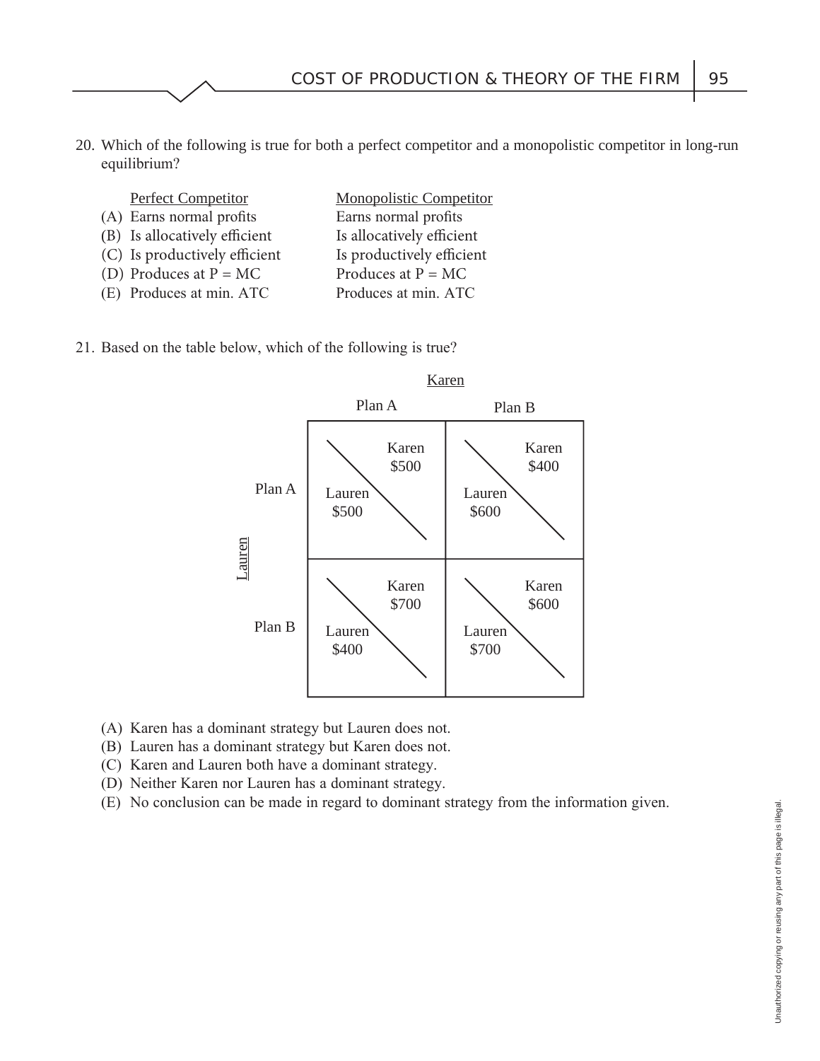20. Which of the following is true for both a perfect competitor and a monopolistic competitor in long-run equilibrium?

| | Perfect Competitor | Monopolistic Competitor |
|---|---|---|
| (A) | Earns normal profits | Earns normal profits |
| (B) | Is allocatively efficient | Is allocatively efficient |
| (C) | Is productively efficient | Is productively efficient |
| (D) | Produces at P = MC | Produces at P = MC |
| (E) | Produces at min. ATC | Produces at min. ATC |

21. Based on the table below, which of the following is true?

| | | Karen: Plan A | Karen: Plan B |
|---|---|---|---|
| **Lauren** | **Plan A** | Karen $500 / Lauren $500 | Karen $400 / Lauren $600 |
| | **Plan B** | Karen $700 / Lauren $400 | Karen $600 / Lauren $700 |

(A) Karen has a dominant strategy but Lauren does not.
(B) Lauren has a dominant strategy but Karen does not.
(C) Karen and Lauren both have a dominant strategy.
(D) Neither Karen nor Lauren has a dominant strategy.
(E) No conclusion can be made in regard to dominant strategy from the information given.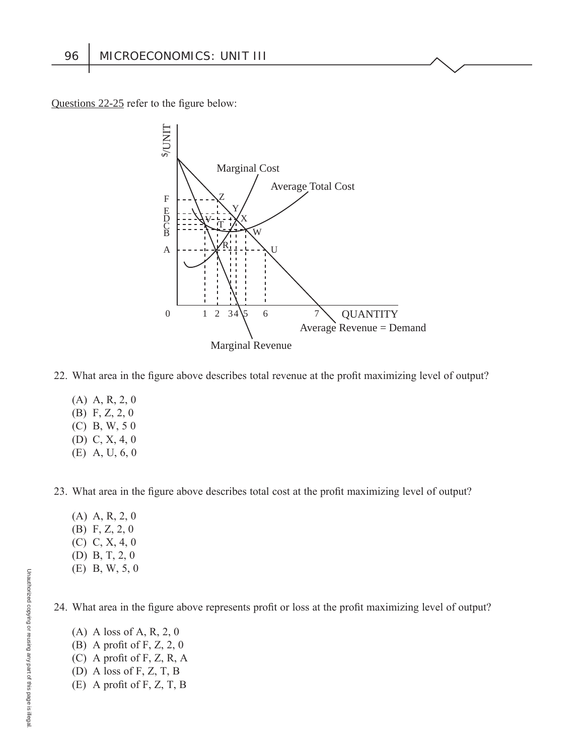Questions 22-25 refer to the figure below:

22. What area in the figure above describes total revenue at the profit maximizing level of output?

    (A) A, R, 2, 0
    (B) F, Z, 2, 0
    (C) B, W, 5 0
    (D) C, X, 4, 0
    (E) A, U, 6, 0

23. What area in the figure above describes total cost at the profit maximizing level of output?

    (A) A, R, 2, 0
    (B) F, Z, 2, 0
    (C) C, X, 4, 0
    (D) B, T, 2, 0
    (E) B, W, 5, 0

24. What area in the figure above represents profit or loss at the profit maximizing level of output?

    (A) A loss of A, R, 2, 0
    (B) A profit of F, Z, 2, 0
    (C) A profit of F, Z, R, A
    (D) A loss of F, Z, T, B
    (E) A profit of F, Z, T, B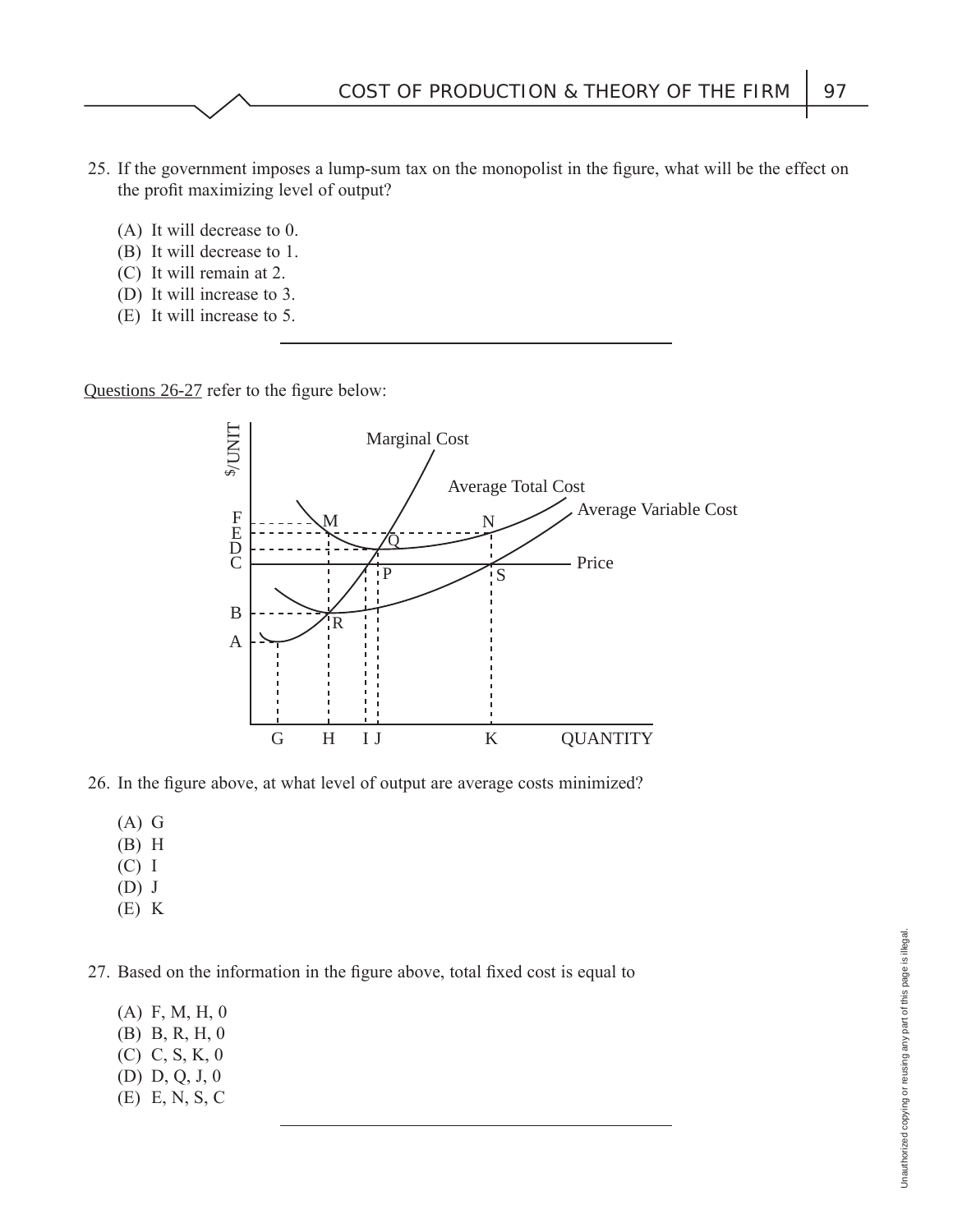25. If the government imposes a lump-sum tax on the monopolist in the figure, what will be the effect on the profit maximizing level of output?

    (A) It will decrease to 0.
    (B) It will decrease to 1.
    (C) It will remain at 2.
    (D) It will increase to 3.
    (E) It will increase to 5.

---

Questions 26-27 refer to the figure below:

26. In the figure above, at what level of output are average costs minimized?

    (A) G
    (B) H
    (C) I
    (D) J
    (E) K

27. Based on the information in the figure above, total fixed cost is equal to

    (A) F, M, H, 0
    (B) B, R, H, 0
    (C) C, S, K, 0
    (D) D, Q, J, 0
    (E) E, N, S, C

---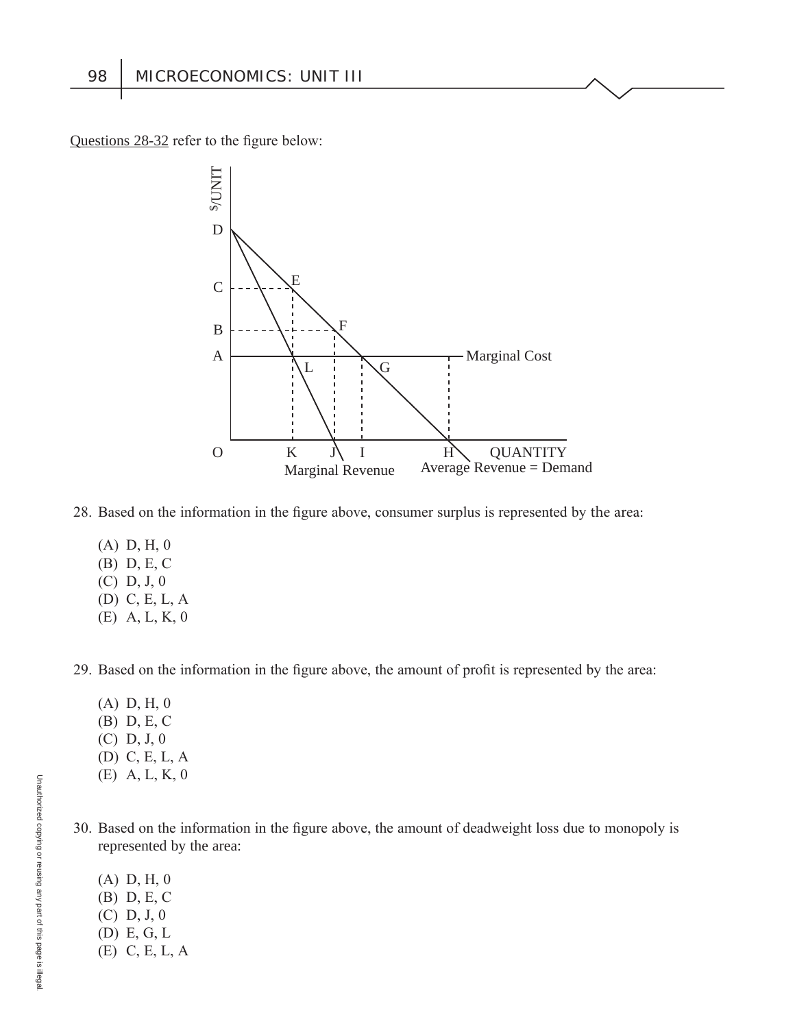Questions 28-32 refer to the figure below:

28. Based on the information in the figure above, consumer surplus is represented by the area:

(A) D, H, 0
(B) D, E, C
(C) D, J, 0
(D) C, E, L, A
(E) A, L, K, 0

29. Based on the information in the figure above, the amount of profit is represented by the area:

(A) D, H, 0
(B) D, E, C
(C) D, J, 0
(D) C, E, L, A
(E) A, L, K, 0

30. Based on the information in the figure above, the amount of deadweight loss due to monopoly is represented by the area:

(A) D, H, 0
(B) D, E, C
(C) D, J, 0
(D) E, G, L
(E) C, E, L, A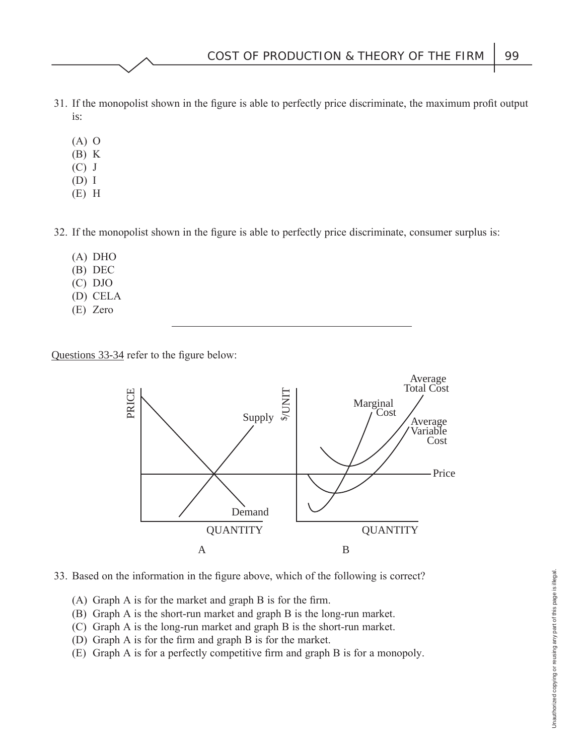31. If the monopolist shown in the figure is able to perfectly price discriminate, the maximum profit output is:

    (A) O
    (B) K
    (C) J
    (D) I
    (E) H

32. If the monopolist shown in the figure is able to perfectly price discriminate, consumer surplus is:

    (A) DHO
    (B) DEC
    (C) DJO
    (D) CELA
    (E) Zero

---

Questions 33-34 refer to the figure below:

33. Based on the information in the figure above, which of the following is correct?

    (A) Graph A is for the market and graph B is for the firm.
    (B) Graph A is the short-run market and graph B is the long-run market.
    (C) Graph A is the long-run market and graph B is the short-run market.
    (D) Graph A is for the firm and graph B is for the market.
    (E) Graph A is for a perfectly competitive firm and graph B is for a monopoly.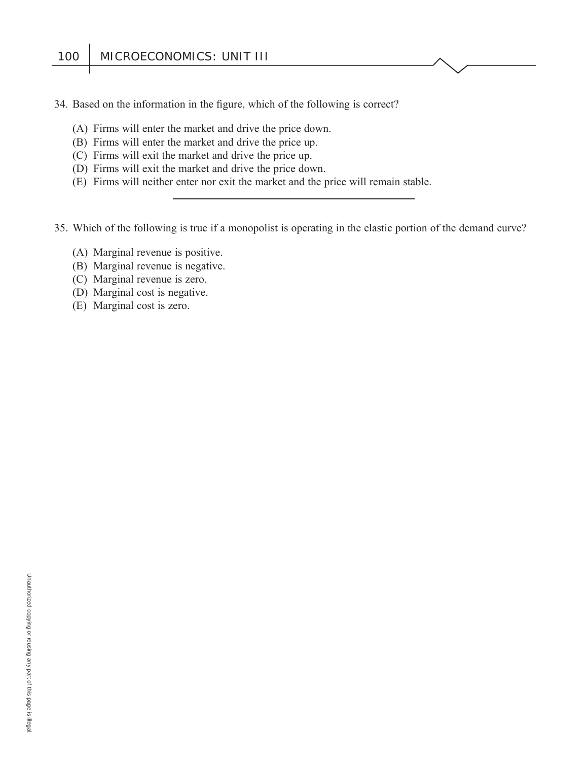34. Based on the information in the figure, which of the following is correct?

(A) Firms will enter the market and drive the price down.
(B) Firms will enter the market and drive the price up.
(C) Firms will exit the market and drive the price up.
(D) Firms will exit the market and drive the price down.
(E) Firms will neither enter nor exit the market and the price will remain stable.

---

35. Which of the following is true if a monopolist is operating in the elastic portion of the demand curve?

(A) Marginal revenue is positive.
(B) Marginal revenue is negative.
(C) Marginal revenue is zero.
(D) Marginal cost is negative.
(E) Marginal cost is zero.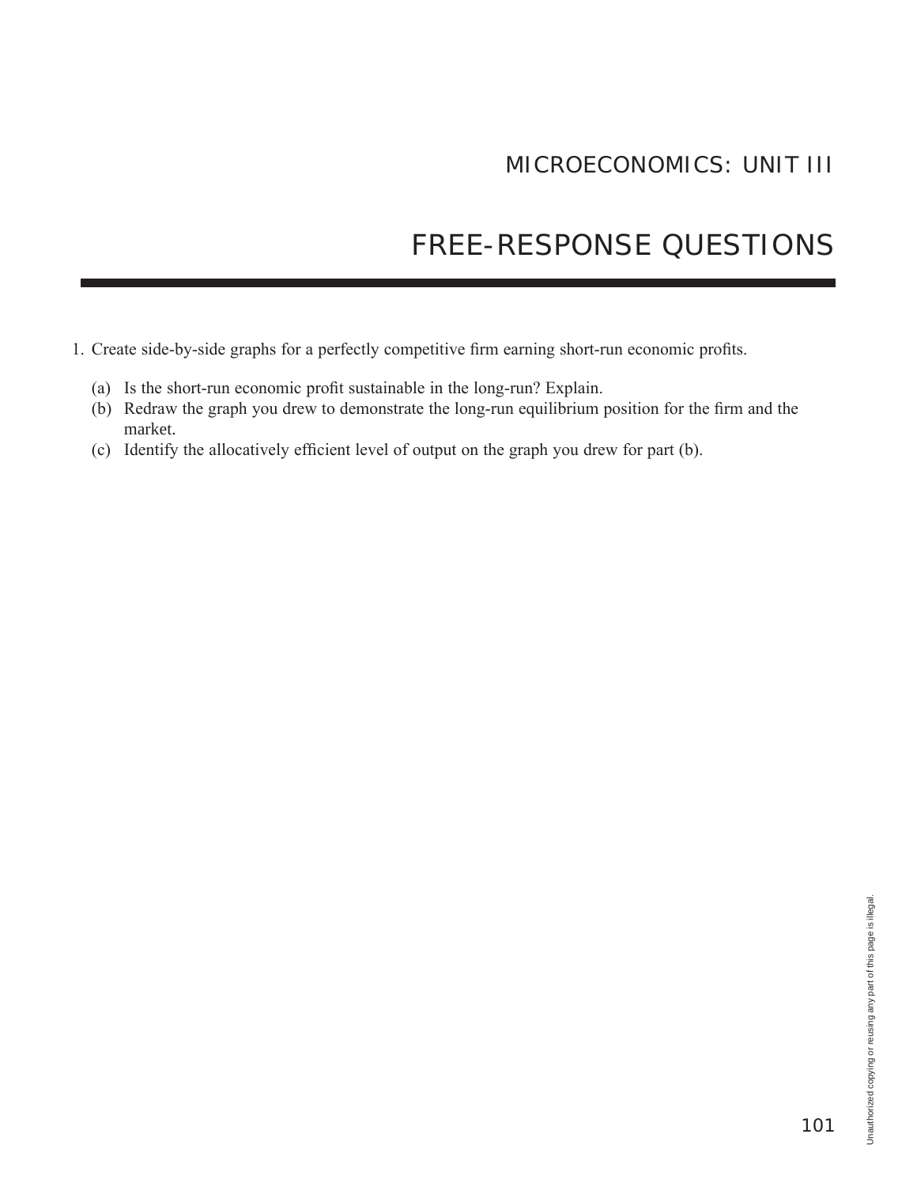# MICROECONOMICS: UNIT III

# FREE-RESPONSE QUESTIONS

1. Create side-by-side graphs for a perfectly competitive firm earning short-run economic profits.

   (a) Is the short-run economic profit sustainable in the long-run? Explain.

   (b) Redraw the graph you drew to demonstrate the long-run equilibrium position for the firm and the market.

   (c) Identify the allocatively efficient level of output on the graph you drew for part (b).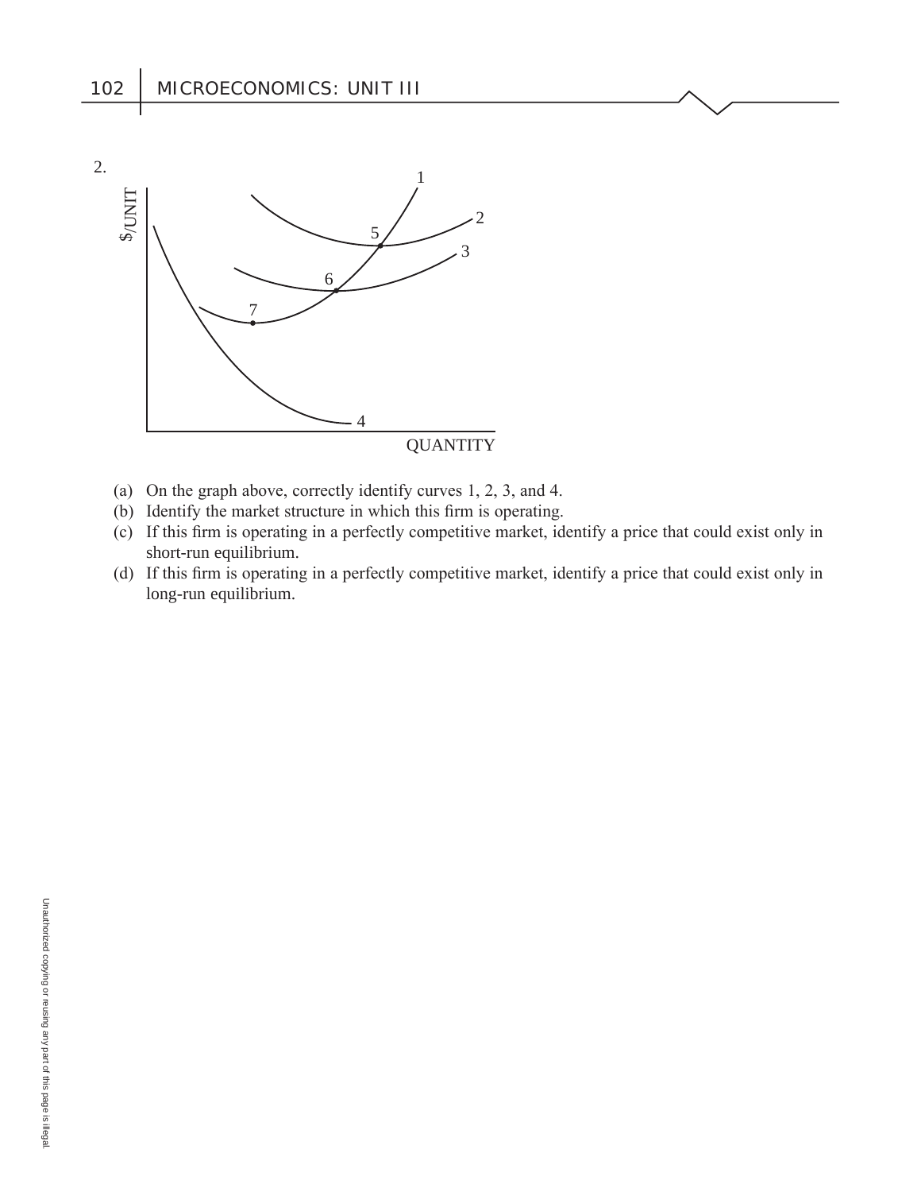2.

(a) On the graph above, correctly identify curves 1, 2, 3, and 4.

(b) Identify the market structure in which this firm is operating.

(c) If this firm is operating in a perfectly competitive market, identify a price that could exist only in short-run equilibrium.

(d) If this firm is operating in a perfectly competitive market, identify a price that could exist only in long-run equilibrium.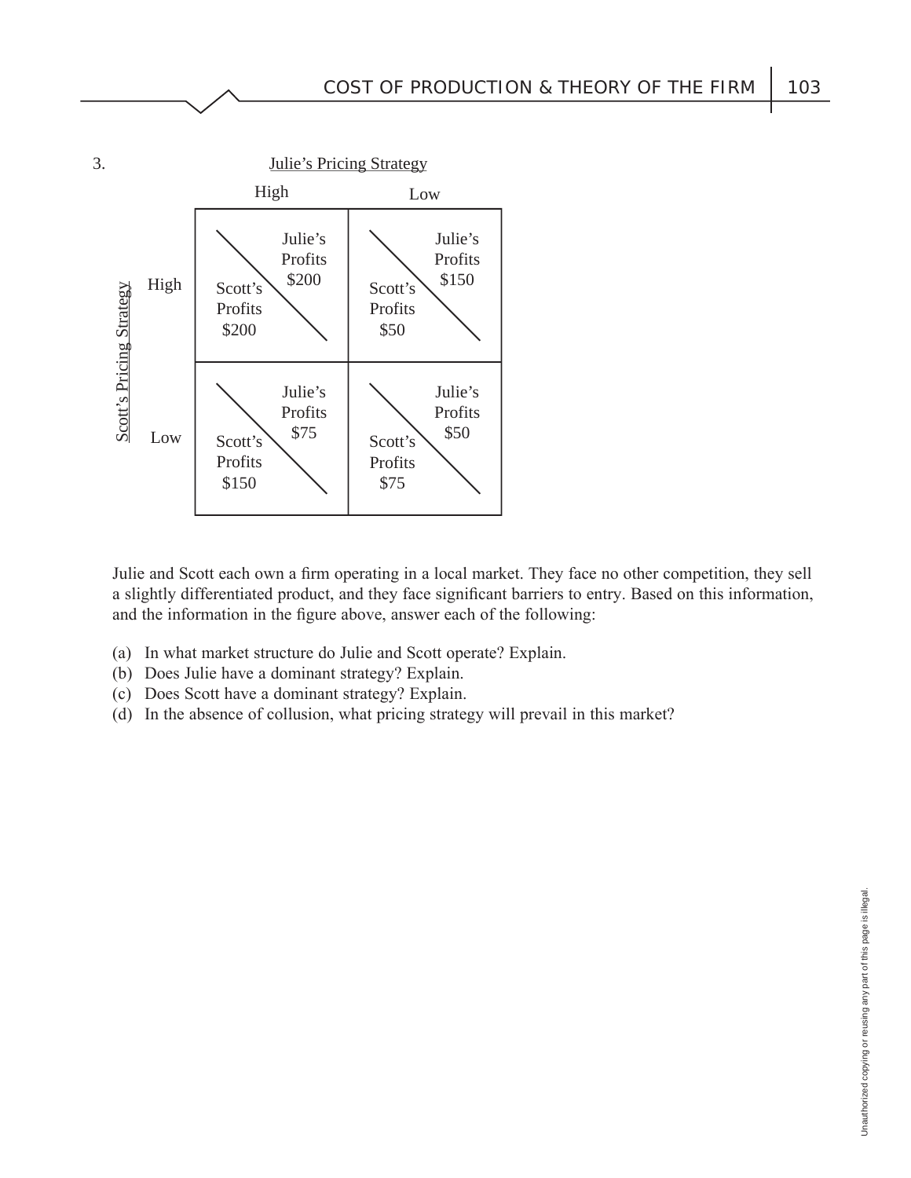3.

| Scott's Pricing Strategy \ Julie's Pricing Strategy | High | Low |
| --- | --- | --- |
| High | Julie's Profits \$200 / Scott's Profits \$200 | Julie's Profits \$150 / Scott's Profits \$50 |
| Low | Julie's Profits \$75 / Scott's Profits \$150 | Julie's Profits \$50 / Scott's Profits \$75 |

Julie and Scott each own a firm operating in a local market. They face no other competition, they sell a slightly differentiated product, and they face significant barriers to entry. Based on this information, and the information in the figure above, answer each of the following:

(a) In what market structure do Julie and Scott operate? Explain.
(b) Does Julie have a dominant strategy? Explain.
(c) Does Scott have a dominant strategy? Explain.
(d) In the absence of collusion, what pricing strategy will prevail in this market?